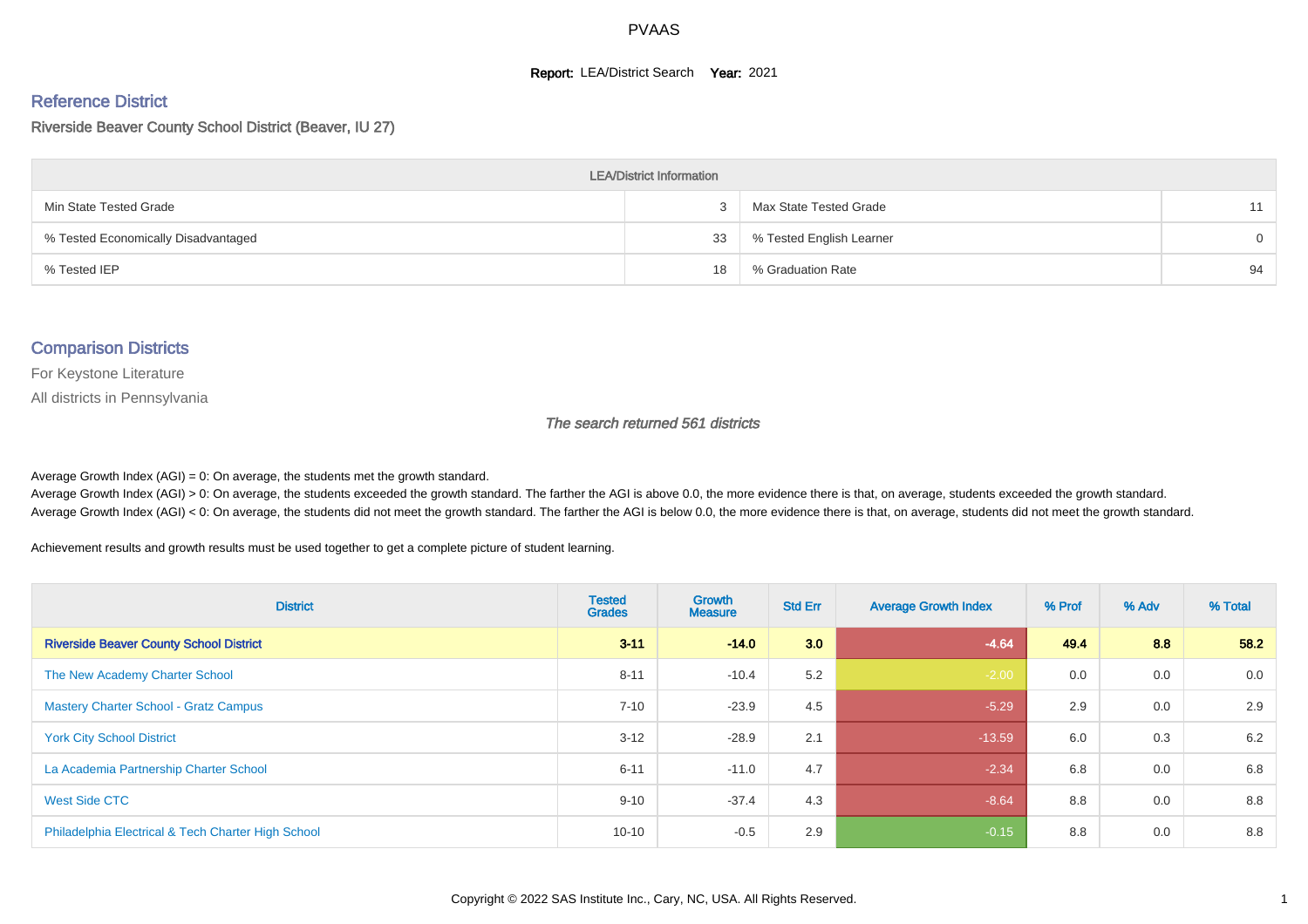PVAAS

**Report:** LEA/District Search **Year:** 2021

## Reference District

Riverside Beaver County School District (Beaver, IU 27)

| LEA/District Information | | | |
|---|---|---|---|
| Min State Tested Grade | 3 | Max State Tested Grade | 11 |
| % Tested Economically Disadvantaged | 33 | % Tested English Learner | 0 |
| % Tested IEP | 18 | % Graduation Rate | 94 |

## Comparison Districts

For Keystone Literature

All districts in Pennsylvania

*The search returned 561 districts*

Average Growth Index (AGI) = 0: On average, the students met the growth standard.
Average Growth Index (AGI) > 0: On average, the students exceeded the growth standard. The farther the AGI is above 0.0, the more evidence there is that, on average, students exceeded the growth standard.
Average Growth Index (AGI) < 0: On average, the students did not meet the growth standard. The farther the AGI is below 0.0, the more evidence there is that, on average, students did not meet the growth standard.

Achievement results and growth results must be used together to get a complete picture of student learning.

| District | Tested Grades | Growth Measure | Std Err | Average Growth Index | % Prof | % Adv | % Total |
|---|---|---|---|---|---|---|---|
| **Riverside Beaver County School District** | **3-11** | **-14.0** | **3.0** | **-4.64** | **49.4** | **8.8** | **58.2** |
| The New Academy Charter School | 8-11 | -10.4 | 5.2 | -2.00 | 0.0 | 0.0 | 0.0 |
| Mastery Charter School - Gratz Campus | 7-10 | -23.9 | 4.5 | -5.29 | 2.9 | 0.0 | 2.9 |
| York City School District | 3-12 | -28.9 | 2.1 | -13.59 | 6.0 | 0.3 | 6.2 |
| La Academia Partnership Charter School | 6-11 | -11.0 | 4.7 | -2.34 | 6.8 | 0.0 | 6.8 |
| West Side CTC | 9-10 | -37.4 | 4.3 | -8.64 | 8.8 | 0.0 | 8.8 |
| Philadelphia Electrical & Tech Charter High School | 10-10 | -0.5 | 2.9 | -0.15 | 8.8 | 0.0 | 8.8 |

Copyright © 2022 SAS Institute Inc., Cary, NC, USA. All Rights Reserved.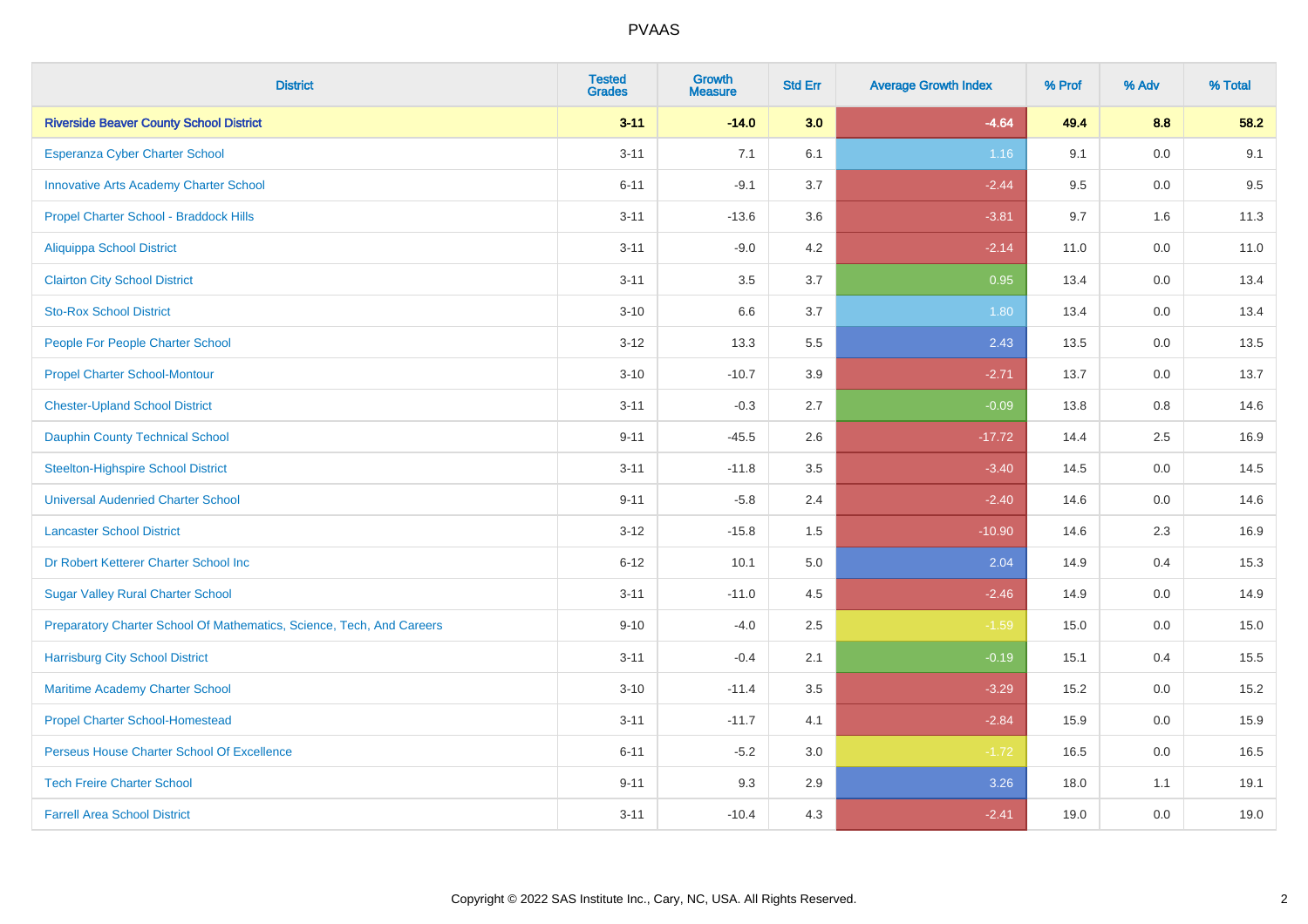| District | Tested Grades | Growth Measure | Std Err | Average Growth Index | % Prof | % Adv | % Total |
|---|---|---|---|---|---|---|---|
| **Riverside Beaver County School District** | **3-11** | **-14.0** | **3.0** | **-4.64** | **49.4** | **8.8** | **58.2** |
| Esperanza Cyber Charter School | 3-11 | 7.1 | 6.1 | 1.16 | 9.1 | 0.0 | 9.1 |
| Innovative Arts Academy Charter School | 6-11 | -9.1 | 3.7 | -2.44 | 9.5 | 0.0 | 9.5 |
| Propel Charter School - Braddock Hills | 3-11 | -13.6 | 3.6 | -3.81 | 9.7 | 1.6 | 11.3 |
| Aliquippa School District | 3-11 | -9.0 | 4.2 | -2.14 | 11.0 | 0.0 | 11.0 |
| Clairton City School District | 3-11 | 3.5 | 3.7 | 0.95 | 13.4 | 0.0 | 13.4 |
| Sto-Rox School District | 3-10 | 6.6 | 3.7 | 1.80 | 13.4 | 0.0 | 13.4 |
| People For People Charter School | 3-12 | 13.3 | 5.5 | 2.43 | 13.5 | 0.0 | 13.5 |
| Propel Charter School-Montour | 3-10 | -10.7 | 3.9 | -2.71 | 13.7 | 0.0 | 13.7 |
| Chester-Upland School District | 3-11 | -0.3 | 2.7 | -0.09 | 13.8 | 0.8 | 14.6 |
| Dauphin County Technical School | 9-11 | -45.5 | 2.6 | -17.72 | 14.4 | 2.5 | 16.9 |
| Steelton-Highspire School District | 3-11 | -11.8 | 3.5 | -3.40 | 14.5 | 0.0 | 14.5 |
| Universal Audenried Charter School | 9-11 | -5.8 | 2.4 | -2.40 | 14.6 | 0.0 | 14.6 |
| Lancaster School District | 3-12 | -15.8 | 1.5 | -10.90 | 14.6 | 2.3 | 16.9 |
| Dr Robert Ketterer Charter School Inc | 6-12 | 10.1 | 5.0 | 2.04 | 14.9 | 0.4 | 15.3 |
| Sugar Valley Rural Charter School | 3-11 | -11.0 | 4.5 | -2.46 | 14.9 | 0.0 | 14.9 |
| Preparatory Charter School Of Mathematics, Science, Tech, And Careers | 9-10 | -4.0 | 2.5 | -1.59 | 15.0 | 0.0 | 15.0 |
| Harrisburg City School District | 3-11 | -0.4 | 2.1 | -0.19 | 15.1 | 0.4 | 15.5 |
| Maritime Academy Charter School | 3-10 | -11.4 | 3.5 | -3.29 | 15.2 | 0.0 | 15.2 |
| Propel Charter School-Homestead | 3-11 | -11.7 | 4.1 | -2.84 | 15.9 | 0.0 | 15.9 |
| Perseus House Charter School Of Excellence | 6-11 | -5.2 | 3.0 | -1.72 | 16.5 | 0.0 | 16.5 |
| Tech Freire Charter School | 9-11 | 9.3 | 2.9 | 3.26 | 18.0 | 1.1 | 19.1 |
| Farrell Area School District | 3-11 | -10.4 | 4.3 | -2.41 | 19.0 | 0.0 | 19.0 |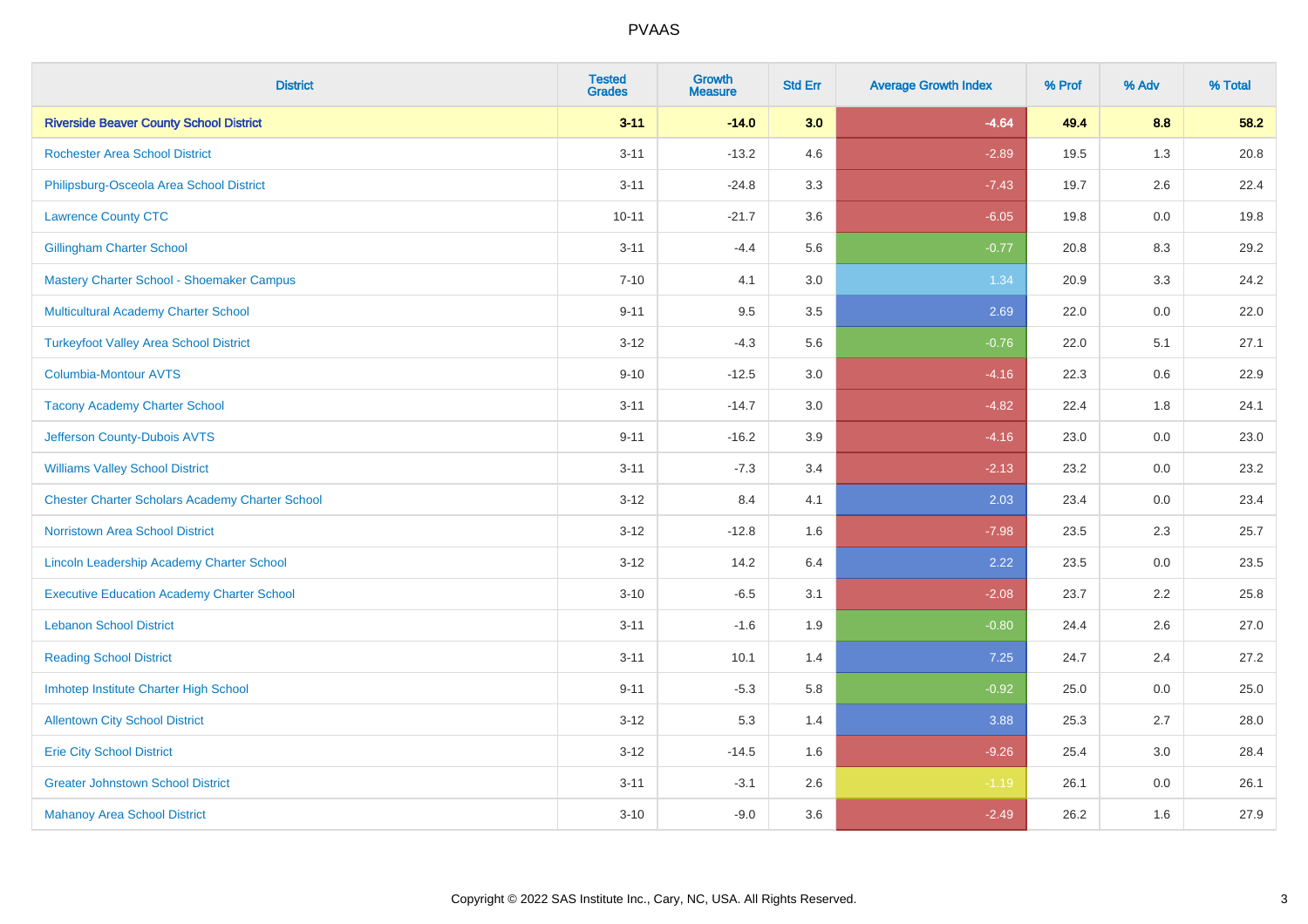| District | Tested Grades | Growth Measure | Std Err | Average Growth Index | % Prof | % Adv | % Total |
|---|---|---|---|---|---|---|---|
| **Riverside Beaver County School District** | **3-11** | **-14.0** | **3.0** | **-4.64** | **49.4** | **8.8** | **58.2** |
| Rochester Area School District | 3-11 | -13.2 | 4.6 | -2.89 | 19.5 | 1.3 | 20.8 |
| Philipsburg-Osceola Area School District | 3-11 | -24.8 | 3.3 | -7.43 | 19.7 | 2.6 | 22.4 |
| Lawrence County CTC | 10-11 | -21.7 | 3.6 | -6.05 | 19.8 | 0.0 | 19.8 |
| Gillingham Charter School | 3-11 | -4.4 | 5.6 | -0.77 | 20.8 | 8.3 | 29.2 |
| Mastery Charter School - Shoemaker Campus | 7-10 | 4.1 | 3.0 | 1.34 | 20.9 | 3.3 | 24.2 |
| Multicultural Academy Charter School | 9-11 | 9.5 | 3.5 | 2.69 | 22.0 | 0.0 | 22.0 |
| Turkeyfoot Valley Area School District | 3-12 | -4.3 | 5.6 | -0.76 | 22.0 | 5.1 | 27.1 |
| Columbia-Montour AVTS | 9-10 | -12.5 | 3.0 | -4.16 | 22.3 | 0.6 | 22.9 |
| Tacony Academy Charter School | 3-11 | -14.7 | 3.0 | -4.82 | 22.4 | 1.8 | 24.1 |
| Jefferson County-Dubois AVTS | 9-11 | -16.2 | 3.9 | -4.16 | 23.0 | 0.0 | 23.0 |
| Williams Valley School District | 3-11 | -7.3 | 3.4 | -2.13 | 23.2 | 0.0 | 23.2 |
| Chester Charter Scholars Academy Charter School | 3-12 | 8.4 | 4.1 | 2.03 | 23.4 | 0.0 | 23.4 |
| Norristown Area School District | 3-12 | -12.8 | 1.6 | -7.98 | 23.5 | 2.3 | 25.7 |
| Lincoln Leadership Academy Charter School | 3-12 | 14.2 | 6.4 | 2.22 | 23.5 | 0.0 | 23.5 |
| Executive Education Academy Charter School | 3-10 | -6.5 | 3.1 | -2.08 | 23.7 | 2.2 | 25.8 |
| Lebanon School District | 3-11 | -1.6 | 1.9 | -0.80 | 24.4 | 2.6 | 27.0 |
| Reading School District | 3-11 | 10.1 | 1.4 | 7.25 | 24.7 | 2.4 | 27.2 |
| Imhotep Institute Charter High School | 9-11 | -5.3 | 5.8 | -0.92 | 25.0 | 0.0 | 25.0 |
| Allentown City School District | 3-12 | 5.3 | 1.4 | 3.88 | 25.3 | 2.7 | 28.0 |
| Erie City School District | 3-12 | -14.5 | 1.6 | -9.26 | 25.4 | 3.0 | 28.4 |
| Greater Johnstown School District | 3-11 | -3.1 | 2.6 | -1.19 | 26.1 | 0.0 | 26.1 |
| Mahanoy Area School District | 3-10 | -9.0 | 3.6 | -2.49 | 26.2 | 1.6 | 27.9 |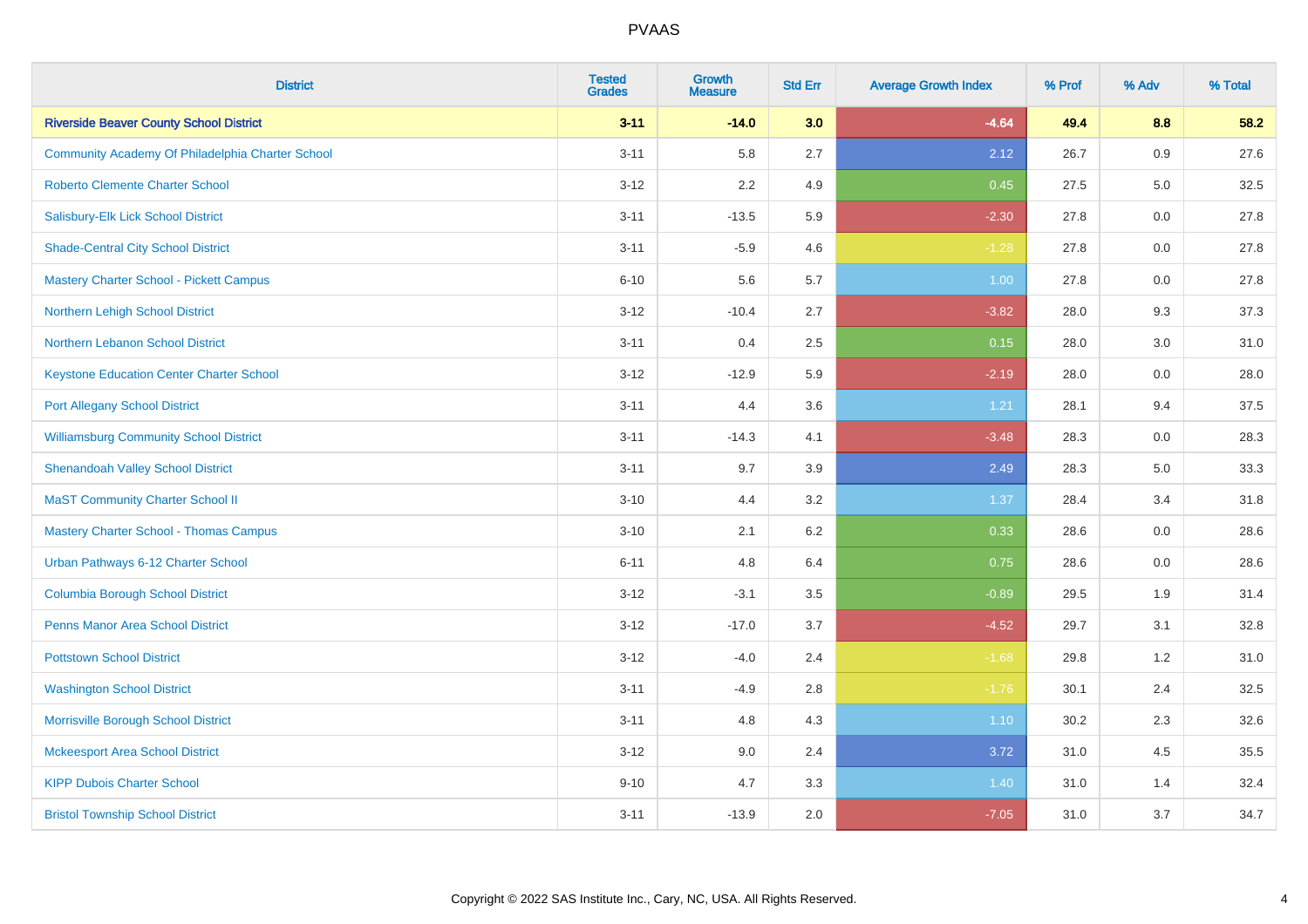# PVAAS

| District | Tested Grades | Growth Measure | Std Err | Average Growth Index | % Prof | % Adv | % Total |
|---|---|---|---|---|---|---|---|
| **Riverside Beaver County School District** | **3-11** | **-14.0** | **3.0** | **-4.64** | **49.4** | **8.8** | **58.2** |
| Community Academy Of Philadelphia Charter School | 3-11 | 5.8 | 2.7 | 2.12 | 26.7 | 0.9 | 27.6 |
| Roberto Clemente Charter School | 3-12 | 2.2 | 4.9 | 0.45 | 27.5 | 5.0 | 32.5 |
| Salisbury-Elk Lick School District | 3-11 | -13.5 | 5.9 | -2.30 | 27.8 | 0.0 | 27.8 |
| Shade-Central City School District | 3-11 | -5.9 | 4.6 | -1.28 | 27.8 | 0.0 | 27.8 |
| Mastery Charter School - Pickett Campus | 6-10 | 5.6 | 5.7 | 1.00 | 27.8 | 0.0 | 27.8 |
| Northern Lehigh School District | 3-12 | -10.4 | 2.7 | -3.82 | 28.0 | 9.3 | 37.3 |
| Northern Lebanon School District | 3-11 | 0.4 | 2.5 | 0.15 | 28.0 | 3.0 | 31.0 |
| Keystone Education Center Charter School | 3-12 | -12.9 | 5.9 | -2.19 | 28.0 | 0.0 | 28.0 |
| Port Allegany School District | 3-11 | 4.4 | 3.6 | 1.21 | 28.1 | 9.4 | 37.5 |
| Williamsburg Community School District | 3-11 | -14.3 | 4.1 | -3.48 | 28.3 | 0.0 | 28.3 |
| Shenandoah Valley School District | 3-11 | 9.7 | 3.9 | 2.49 | 28.3 | 5.0 | 33.3 |
| MaST Community Charter School II | 3-10 | 4.4 | 3.2 | 1.37 | 28.4 | 3.4 | 31.8 |
| Mastery Charter School - Thomas Campus | 3-10 | 2.1 | 6.2 | 0.33 | 28.6 | 0.0 | 28.6 |
| Urban Pathways 6-12 Charter School | 6-11 | 4.8 | 6.4 | 0.75 | 28.6 | 0.0 | 28.6 |
| Columbia Borough School District | 3-12 | -3.1 | 3.5 | -0.89 | 29.5 | 1.9 | 31.4 |
| Penns Manor Area School District | 3-12 | -17.0 | 3.7 | -4.52 | 29.7 | 3.1 | 32.8 |
| Pottstown School District | 3-12 | -4.0 | 2.4 | -1.68 | 29.8 | 1.2 | 31.0 |
| Washington School District | 3-11 | -4.9 | 2.8 | -1.76 | 30.1 | 2.4 | 32.5 |
| Morrisville Borough School District | 3-11 | 4.8 | 4.3 | 1.10 | 30.2 | 2.3 | 32.6 |
| Mckeesport Area School District | 3-12 | 9.0 | 2.4 | 3.72 | 31.0 | 4.5 | 35.5 |
| KIPP Dubois Charter School | 9-10 | 4.7 | 3.3 | 1.40 | 31.0 | 1.4 | 32.4 |
| Bristol Township School District | 3-11 | -13.9 | 2.0 | -7.05 | 31.0 | 3.7 | 34.7 |

Copyright © 2022 SAS Institute Inc., Cary, NC, USA. All Rights Reserved.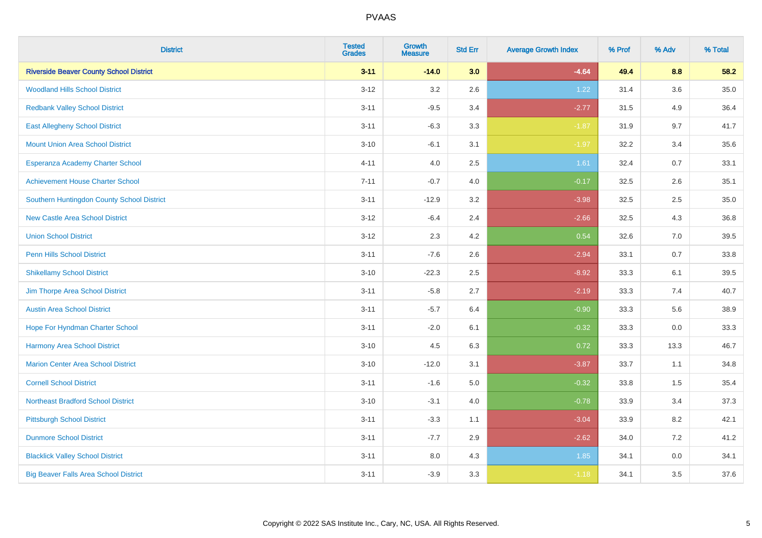# PVAAS

| District | Tested Grades | Growth Measure | Std Err | Average Growth Index | % Prof | % Adv | % Total |
|---|---|---|---|---|---|---|---|
| **Riverside Beaver County School District** | **3-11** | **-14.0** | **3.0** | **-4.64** | **49.4** | **8.8** | **58.2** |
| Woodland Hills School District | 3-12 | 3.2 | 2.6 | 1.22 | 31.4 | 3.6 | 35.0 |
| Redbank Valley School District | 3-11 | -9.5 | 3.4 | -2.77 | 31.5 | 4.9 | 36.4 |
| East Allegheny School District | 3-11 | -6.3 | 3.3 | -1.87 | 31.9 | 9.7 | 41.7 |
| Mount Union Area School District | 3-10 | -6.1 | 3.1 | -1.97 | 32.2 | 3.4 | 35.6 |
| Esperanza Academy Charter School | 4-11 | 4.0 | 2.5 | 1.61 | 32.4 | 0.7 | 33.1 |
| Achievement House Charter School | 7-11 | -0.7 | 4.0 | -0.17 | 32.5 | 2.6 | 35.1 |
| Southern Huntingdon County School District | 3-11 | -12.9 | 3.2 | -3.98 | 32.5 | 2.5 | 35.0 |
| New Castle Area School District | 3-12 | -6.4 | 2.4 | -2.66 | 32.5 | 4.3 | 36.8 |
| Union School District | 3-12 | 2.3 | 4.2 | 0.54 | 32.6 | 7.0 | 39.5 |
| Penn Hills School District | 3-11 | -7.6 | 2.6 | -2.94 | 33.1 | 0.7 | 33.8 |
| Shikellamy School District | 3-10 | -22.3 | 2.5 | -8.92 | 33.3 | 6.1 | 39.5 |
| Jim Thorpe Area School District | 3-11 | -5.8 | 2.7 | -2.19 | 33.3 | 7.4 | 40.7 |
| Austin Area School District | 3-11 | -5.7 | 6.4 | -0.90 | 33.3 | 5.6 | 38.9 |
| Hope For Hyndman Charter School | 3-11 | -2.0 | 6.1 | -0.32 | 33.3 | 0.0 | 33.3 |
| Harmony Area School District | 3-10 | 4.5 | 6.3 | 0.72 | 33.3 | 13.3 | 46.7 |
| Marion Center Area School District | 3-10 | -12.0 | 3.1 | -3.87 | 33.7 | 1.1 | 34.8 |
| Cornell School District | 3-11 | -1.6 | 5.0 | -0.32 | 33.8 | 1.5 | 35.4 |
| Northeast Bradford School District | 3-10 | -3.1 | 4.0 | -0.78 | 33.9 | 3.4 | 37.3 |
| Pittsburgh School District | 3-11 | -3.3 | 1.1 | -3.04 | 33.9 | 8.2 | 42.1 |
| Dunmore School District | 3-11 | -7.7 | 2.9 | -2.62 | 34.0 | 7.2 | 41.2 |
| Blacklick Valley School District | 3-11 | 8.0 | 4.3 | 1.85 | 34.1 | 0.0 | 34.1 |
| Big Beaver Falls Area School District | 3-11 | -3.9 | 3.3 | -1.18 | 34.1 | 3.5 | 37.6 |

Copyright © 2022 SAS Institute Inc., Cary, NC, USA. All Rights Reserved.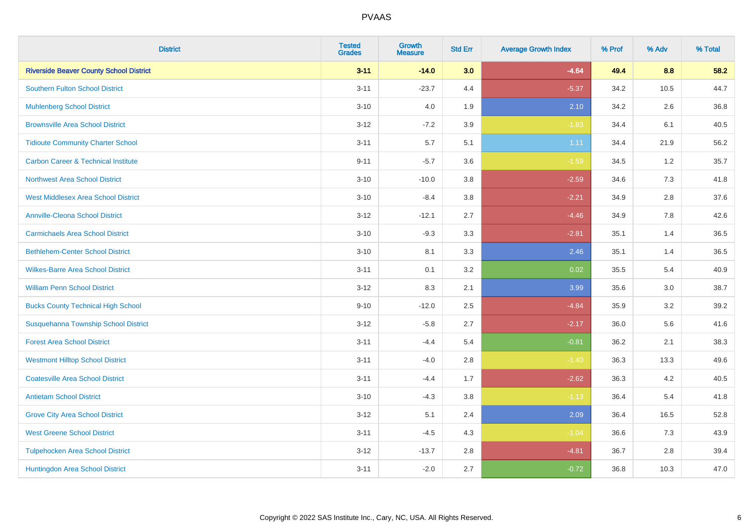# PVAAS

| District | Tested Grades | Growth Measure | Std Err | Average Growth Index | % Prof | % Adv | % Total |
|---|---|---|---|---|---|---|---|
| **Riverside Beaver County School District** | **3-11** | **-14.0** | **3.0** | **-4.64** | **49.4** | **8.8** | **58.2** |
| Southern Fulton School District | 3-11 | -23.7 | 4.4 | -5.37 | 34.2 | 10.5 | 44.7 |
| Muhlenberg School District | 3-10 | 4.0 | 1.9 | 2.10 | 34.2 | 2.6 | 36.8 |
| Brownsville Area School District | 3-12 | -7.2 | 3.9 | -1.83 | 34.4 | 6.1 | 40.5 |
| Tidioute Community Charter School | 3-11 | 5.7 | 5.1 | 1.11 | 34.4 | 21.9 | 56.2 |
| Carbon Career & Technical Institute | 9-11 | -5.7 | 3.6 | -1.59 | 34.5 | 1.2 | 35.7 |
| Northwest Area School District | 3-10 | -10.0 | 3.8 | -2.59 | 34.6 | 7.3 | 41.8 |
| West Middlesex Area School District | 3-10 | -8.4 | 3.8 | -2.21 | 34.9 | 2.8 | 37.6 |
| Annville-Cleona School District | 3-12 | -12.1 | 2.7 | -4.46 | 34.9 | 7.8 | 42.6 |
| Carmichaels Area School District | 3-10 | -9.3 | 3.3 | -2.81 | 35.1 | 1.4 | 36.5 |
| Bethlehem-Center School District | 3-10 | 8.1 | 3.3 | 2.46 | 35.1 | 1.4 | 36.5 |
| Wilkes-Barre Area School District | 3-11 | 0.1 | 3.2 | 0.02 | 35.5 | 5.4 | 40.9 |
| William Penn School District | 3-12 | 8.3 | 2.1 | 3.99 | 35.6 | 3.0 | 38.7 |
| Bucks County Technical High School | 9-10 | -12.0 | 2.5 | -4.84 | 35.9 | 3.2 | 39.2 |
| Susquehanna Township School District | 3-12 | -5.8 | 2.7 | -2.17 | 36.0 | 5.6 | 41.6 |
| Forest Area School District | 3-11 | -4.4 | 5.4 | -0.81 | 36.2 | 2.1 | 38.3 |
| Westmont Hilltop School District | 3-11 | -4.0 | 2.8 | -1.40 | 36.3 | 13.3 | 49.6 |
| Coatesville Area School District | 3-11 | -4.4 | 1.7 | -2.62 | 36.3 | 4.2 | 40.5 |
| Antietam School District | 3-10 | -4.3 | 3.8 | -1.13 | 36.4 | 5.4 | 41.8 |
| Grove City Area School District | 3-12 | 5.1 | 2.4 | 2.09 | 36.4 | 16.5 | 52.8 |
| West Greene School District | 3-11 | -4.5 | 4.3 | -1.04 | 36.6 | 7.3 | 43.9 |
| Tulpehocken Area School District | 3-12 | -13.7 | 2.8 | -4.81 | 36.7 | 2.8 | 39.4 |
| Huntingdon Area School District | 3-11 | -2.0 | 2.7 | -0.72 | 36.8 | 10.3 | 47.0 |

Copyright © 2022 SAS Institute Inc., Cary, NC, USA. All Rights Reserved.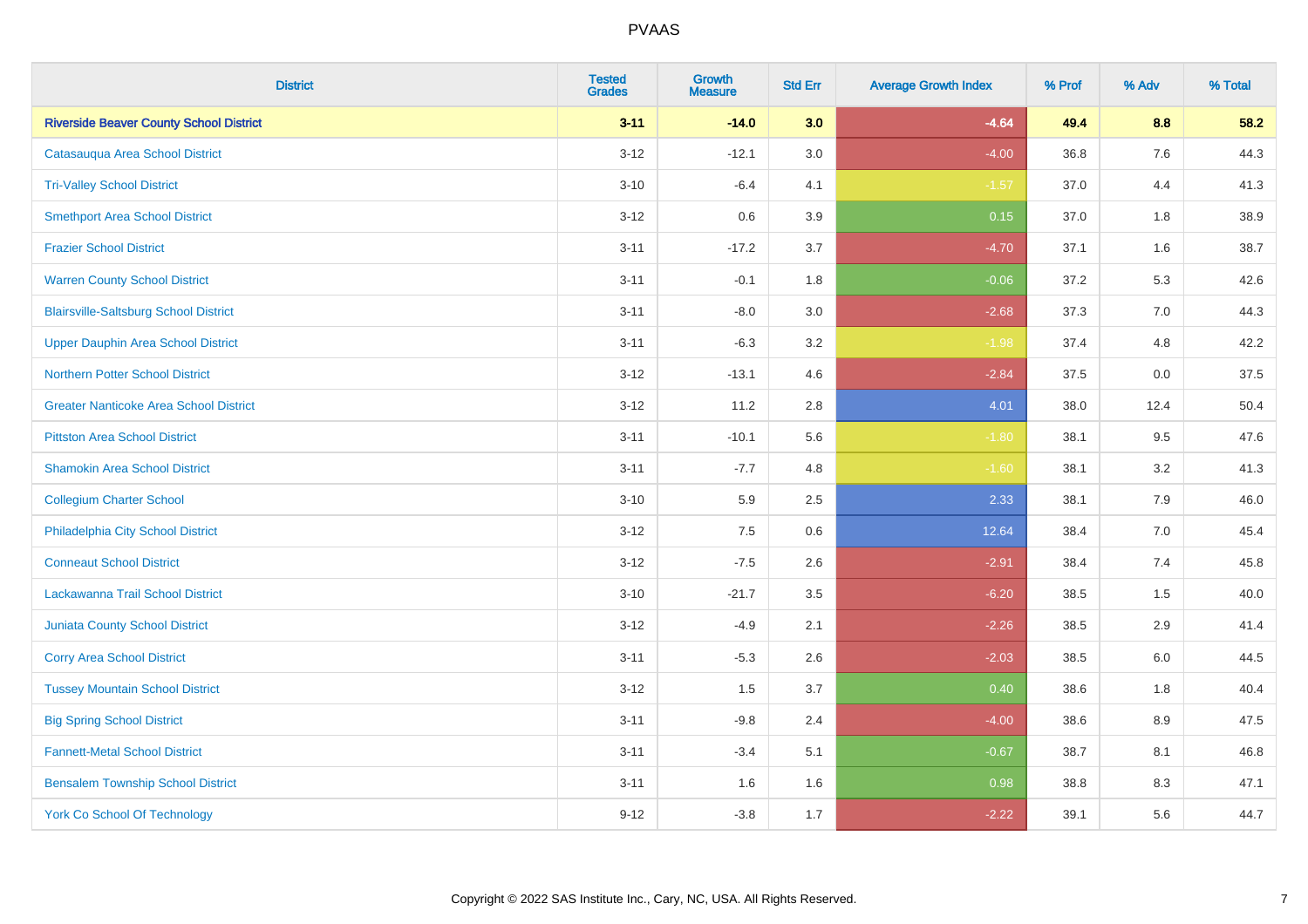# PVAAS

| District | Tested Grades | Growth Measure | Std Err | Average Growth Index | % Prof | % Adv | % Total |
|---|---|---|---|---|---|---|---|
| **Riverside Beaver County School District** | **3-11** | **-14.0** | **3.0** | **-4.64** | **49.4** | **8.8** | **58.2** |
| Catasauqua Area School District | 3-12 | -12.1 | 3.0 | -4.00 | 36.8 | 7.6 | 44.3 |
| Tri-Valley School District | 3-10 | -6.4 | 4.1 | -1.57 | 37.0 | 4.4 | 41.3 |
| Smethport Area School District | 3-12 | 0.6 | 3.9 | 0.15 | 37.0 | 1.8 | 38.9 |
| Frazier School District | 3-11 | -17.2 | 3.7 | -4.70 | 37.1 | 1.6 | 38.7 |
| Warren County School District | 3-11 | -0.1 | 1.8 | -0.06 | 37.2 | 5.3 | 42.6 |
| Blairsville-Saltsburg School District | 3-11 | -8.0 | 3.0 | -2.68 | 37.3 | 7.0 | 44.3 |
| Upper Dauphin Area School District | 3-11 | -6.3 | 3.2 | -1.98 | 37.4 | 4.8 | 42.2 |
| Northern Potter School District | 3-12 | -13.1 | 4.6 | -2.84 | 37.5 | 0.0 | 37.5 |
| Greater Nanticoke Area School District | 3-12 | 11.2 | 2.8 | 4.01 | 38.0 | 12.4 | 50.4 |
| Pittston Area School District | 3-11 | -10.1 | 5.6 | -1.80 | 38.1 | 9.5 | 47.6 |
| Shamokin Area School District | 3-11 | -7.7 | 4.8 | -1.60 | 38.1 | 3.2 | 41.3 |
| Collegium Charter School | 3-10 | 5.9 | 2.5 | 2.33 | 38.1 | 7.9 | 46.0 |
| Philadelphia City School District | 3-12 | 7.5 | 0.6 | 12.64 | 38.4 | 7.0 | 45.4 |
| Conneaut School District | 3-12 | -7.5 | 2.6 | -2.91 | 38.4 | 7.4 | 45.8 |
| Lackawanna Trail School District | 3-10 | -21.7 | 3.5 | -6.20 | 38.5 | 1.5 | 40.0 |
| Juniata County School District | 3-12 | -4.9 | 2.1 | -2.26 | 38.5 | 2.9 | 41.4 |
| Corry Area School District | 3-11 | -5.3 | 2.6 | -2.03 | 38.5 | 6.0 | 44.5 |
| Tussey Mountain School District | 3-12 | 1.5 | 3.7 | 0.40 | 38.6 | 1.8 | 40.4 |
| Big Spring School District | 3-11 | -9.8 | 2.4 | -4.00 | 38.6 | 8.9 | 47.5 |
| Fannett-Metal School District | 3-11 | -3.4 | 5.1 | -0.67 | 38.7 | 8.1 | 46.8 |
| Bensalem Township School District | 3-11 | 1.6 | 1.6 | 0.98 | 38.8 | 8.3 | 47.1 |
| York Co School Of Technology | 9-12 | -3.8 | 1.7 | -2.22 | 39.1 | 5.6 | 44.7 |

Copyright © 2022 SAS Institute Inc., Cary, NC, USA. All Rights Reserved.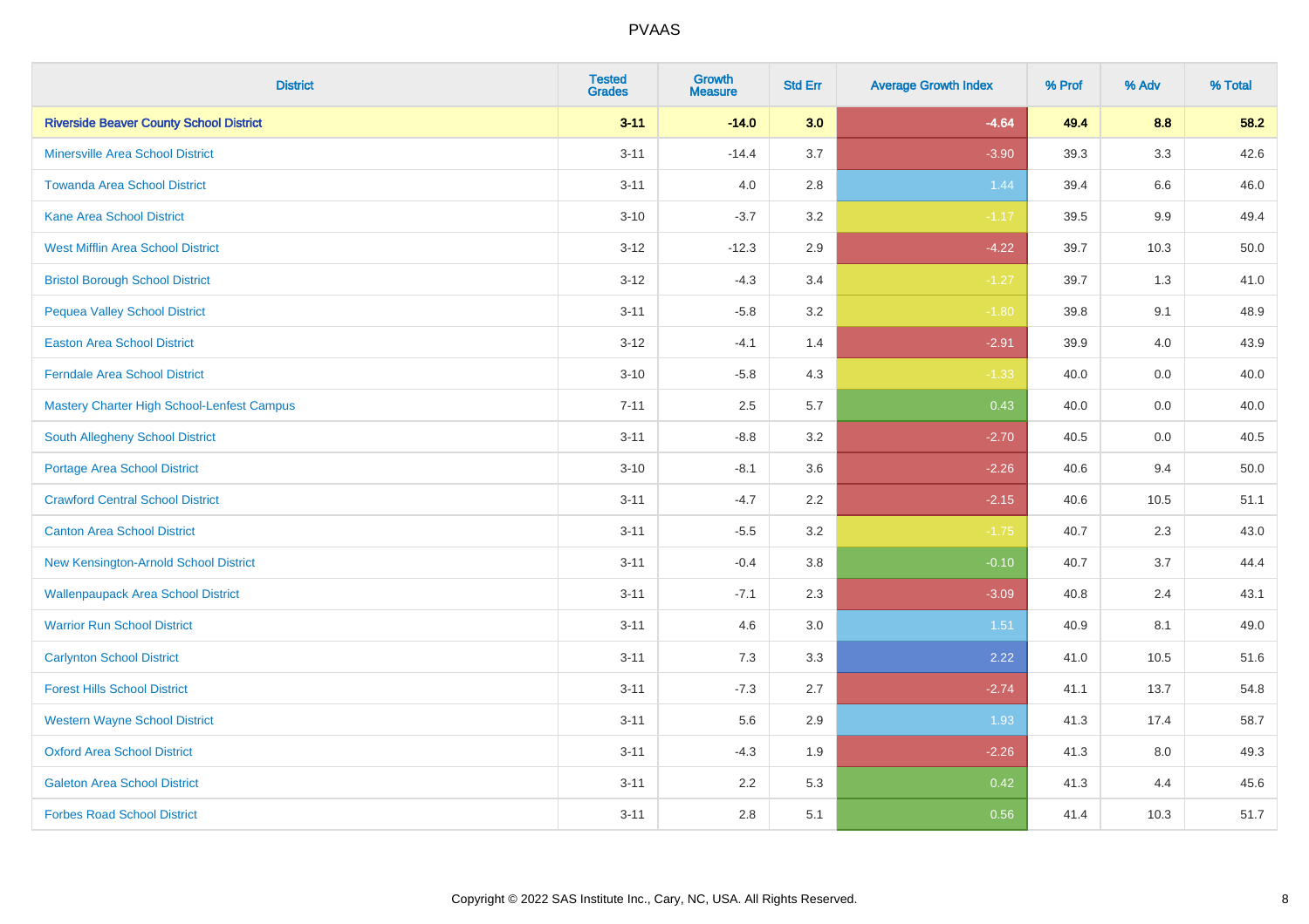# PVAAS

| District | Tested Grades | Growth Measure | Std Err | Average Growth Index | % Prof | % Adv | % Total |
|---|---|---|---|---|---|---|---|
| **Riverside Beaver County School District** | **3-11** | **-14.0** | **3.0** | **-4.64** | **49.4** | **8.8** | **58.2** |
| Minersville Area School District | 3-11 | -14.4 | 3.7 | -3.90 | 39.3 | 3.3 | 42.6 |
| Towanda Area School District | 3-11 | 4.0 | 2.8 | 1.44 | 39.4 | 6.6 | 46.0 |
| Kane Area School District | 3-10 | -3.7 | 3.2 | -1.17 | 39.5 | 9.9 | 49.4 |
| West Mifflin Area School District | 3-12 | -12.3 | 2.9 | -4.22 | 39.7 | 10.3 | 50.0 |
| Bristol Borough School District | 3-12 | -4.3 | 3.4 | -1.27 | 39.7 | 1.3 | 41.0 |
| Pequea Valley School District | 3-11 | -5.8 | 3.2 | -1.80 | 39.8 | 9.1 | 48.9 |
| Easton Area School District | 3-12 | -4.1 | 1.4 | -2.91 | 39.9 | 4.0 | 43.9 |
| Ferndale Area School District | 3-10 | -5.8 | 4.3 | -1.33 | 40.0 | 0.0 | 40.0 |
| Mastery Charter High School-Lenfest Campus | 7-11 | 2.5 | 5.7 | 0.43 | 40.0 | 0.0 | 40.0 |
| South Allegheny School District | 3-11 | -8.8 | 3.2 | -2.70 | 40.5 | 0.0 | 40.5 |
| Portage Area School District | 3-10 | -8.1 | 3.6 | -2.26 | 40.6 | 9.4 | 50.0 |
| Crawford Central School District | 3-11 | -4.7 | 2.2 | -2.15 | 40.6 | 10.5 | 51.1 |
| Canton Area School District | 3-11 | -5.5 | 3.2 | -1.75 | 40.7 | 2.3 | 43.0 |
| New Kensington-Arnold School District | 3-11 | -0.4 | 3.8 | -0.10 | 40.7 | 3.7 | 44.4 |
| Wallenpaupack Area School District | 3-11 | -7.1 | 2.3 | -3.09 | 40.8 | 2.4 | 43.1 |
| Warrior Run School District | 3-11 | 4.6 | 3.0 | 1.51 | 40.9 | 8.1 | 49.0 |
| Carlynton School District | 3-11 | 7.3 | 3.3 | 2.22 | 41.0 | 10.5 | 51.6 |
| Forest Hills School District | 3-11 | -7.3 | 2.7 | -2.74 | 41.1 | 13.7 | 54.8 |
| Western Wayne School District | 3-11 | 5.6 | 2.9 | 1.93 | 41.3 | 17.4 | 58.7 |
| Oxford Area School District | 3-11 | -4.3 | 1.9 | -2.26 | 41.3 | 8.0 | 49.3 |
| Galeton Area School District | 3-11 | 2.2 | 5.3 | 0.42 | 41.3 | 4.4 | 45.6 |
| Forbes Road School District | 3-11 | 2.8 | 5.1 | 0.56 | 41.4 | 10.3 | 51.7 |

Copyright © 2022 SAS Institute Inc., Cary, NC, USA. All Rights Reserved.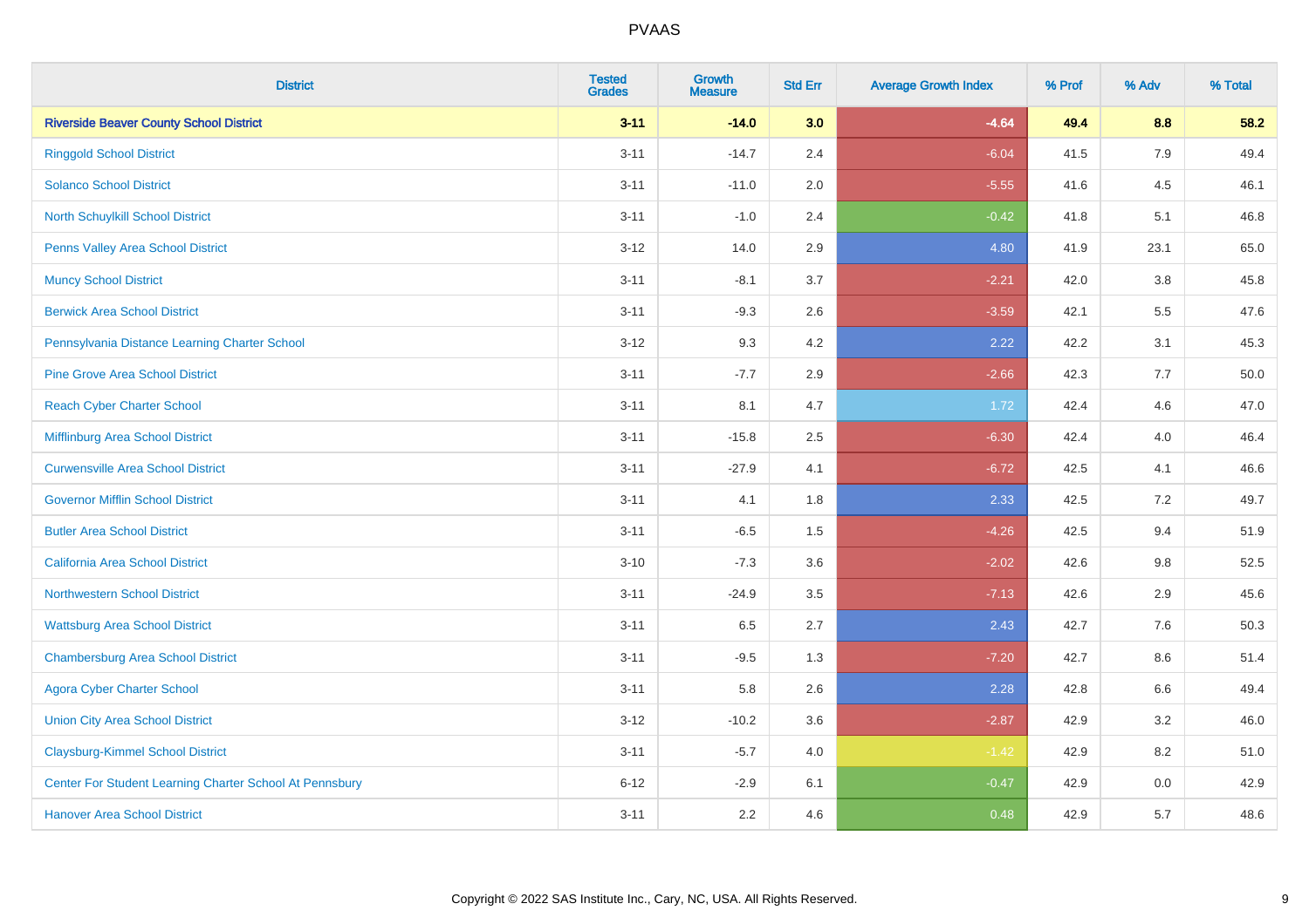# PVAAS

| District | Tested Grades | Growth Measure | Std Err | Average Growth Index | % Prof | % Adv | % Total |
|---|---|---|---|---|---|---|---|
| **Riverside Beaver County School District** | **3-11** | **-14.0** | **3.0** | **-4.64** | **49.4** | **8.8** | **58.2** |
| Ringgold School District | 3-11 | -14.7 | 2.4 | -6.04 | 41.5 | 7.9 | 49.4 |
| Solanco School District | 3-11 | -11.0 | 2.0 | -5.55 | 41.6 | 4.5 | 46.1 |
| North Schuylkill School District | 3-11 | -1.0 | 2.4 | -0.42 | 41.8 | 5.1 | 46.8 |
| Penns Valley Area School District | 3-12 | 14.0 | 2.9 | 4.80 | 41.9 | 23.1 | 65.0 |
| Muncy School District | 3-11 | -8.1 | 3.7 | -2.21 | 42.0 | 3.8 | 45.8 |
| Berwick Area School District | 3-11 | -9.3 | 2.6 | -3.59 | 42.1 | 5.5 | 47.6 |
| Pennsylvania Distance Learning Charter School | 3-12 | 9.3 | 4.2 | 2.22 | 42.2 | 3.1 | 45.3 |
| Pine Grove Area School District | 3-11 | -7.7 | 2.9 | -2.66 | 42.3 | 7.7 | 50.0 |
| Reach Cyber Charter School | 3-11 | 8.1 | 4.7 | 1.72 | 42.4 | 4.6 | 47.0 |
| Mifflinburg Area School District | 3-11 | -15.8 | 2.5 | -6.30 | 42.4 | 4.0 | 46.4 |
| Curwensville Area School District | 3-11 | -27.9 | 4.1 | -6.72 | 42.5 | 4.1 | 46.6 |
| Governor Mifflin School District | 3-11 | 4.1 | 1.8 | 2.33 | 42.5 | 7.2 | 49.7 |
| Butler Area School District | 3-11 | -6.5 | 1.5 | -4.26 | 42.5 | 9.4 | 51.9 |
| California Area School District | 3-10 | -7.3 | 3.6 | -2.02 | 42.6 | 9.8 | 52.5 |
| Northwestern School District | 3-11 | -24.9 | 3.5 | -7.13 | 42.6 | 2.9 | 45.6 |
| Wattsburg Area School District | 3-11 | 6.5 | 2.7 | 2.43 | 42.7 | 7.6 | 50.3 |
| Chambersburg Area School District | 3-11 | -9.5 | 1.3 | -7.20 | 42.7 | 8.6 | 51.4 |
| Agora Cyber Charter School | 3-11 | 5.8 | 2.6 | 2.28 | 42.8 | 6.6 | 49.4 |
| Union City Area School District | 3-12 | -10.2 | 3.6 | -2.87 | 42.9 | 3.2 | 46.0 |
| Claysburg-Kimmel School District | 3-11 | -5.7 | 4.0 | -1.42 | 42.9 | 8.2 | 51.0 |
| Center For Student Learning Charter School At Pennsbury | 6-12 | -2.9 | 6.1 | -0.47 | 42.9 | 0.0 | 42.9 |
| Hanover Area School District | 3-11 | 2.2 | 4.6 | 0.48 | 42.9 | 5.7 | 48.6 |

Copyright © 2022 SAS Institute Inc., Cary, NC, USA. All Rights Reserved.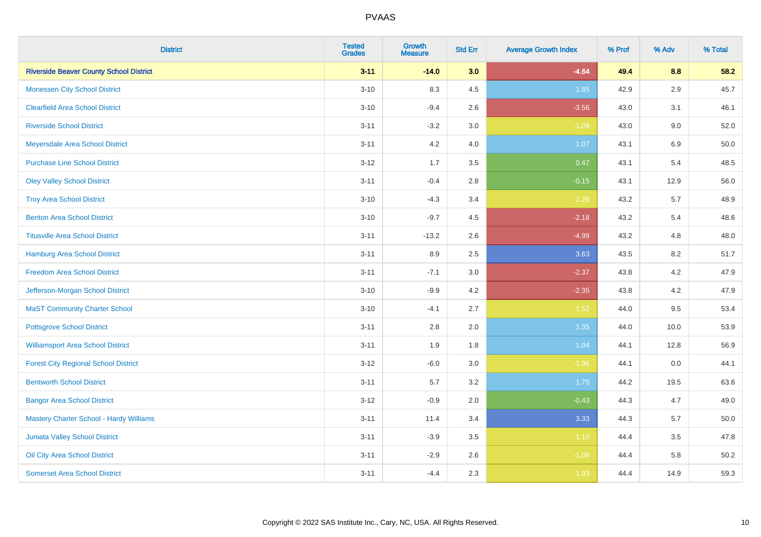| District | Tested Grades | Growth Measure | Std Err | Average Growth Index | % Prof | % Adv | % Total |
|---|---|---|---|---|---|---|---|
| **Riverside Beaver County School District** | **3-11** | **-14.0** | **3.0** | **-4.64** | **49.4** | **8.8** | **58.2** |
| Monessen City School District | 3-10 | 8.3 | 4.5 | 1.85 | 42.9 | 2.9 | 45.7 |
| Clearfield Area School District | 3-10 | -9.4 | 2.6 | -3.56 | 43.0 | 3.1 | 46.1 |
| Riverside School District | 3-11 | -3.2 | 3.0 | -1.09 | 43.0 | 9.0 | 52.0 |
| Meyersdale Area School District | 3-11 | 4.2 | 4.0 | 1.07 | 43.1 | 6.9 | 50.0 |
| Purchase Line School District | 3-12 | 1.7 | 3.5 | 0.47 | 43.1 | 5.4 | 48.5 |
| Oley Valley School District | 3-11 | -0.4 | 2.8 | -0.15 | 43.1 | 12.9 | 56.0 |
| Troy Area School District | 3-10 | -4.3 | 3.4 | -1.26 | 43.2 | 5.7 | 48.9 |
| Benton Area School District | 3-10 | -9.7 | 4.5 | -2.18 | 43.2 | 5.4 | 48.6 |
| Titusville Area School District | 3-11 | -13.2 | 2.6 | -4.99 | 43.2 | 4.8 | 48.0 |
| Hamburg Area School District | 3-11 | 8.9 | 2.5 | 3.63 | 43.5 | 8.2 | 51.7 |
| Freedom Area School District | 3-11 | -7.1 | 3.0 | -2.37 | 43.8 | 4.2 | 47.9 |
| Jefferson-Morgan School District | 3-10 | -9.9 | 4.2 | -2.35 | 43.8 | 4.2 | 47.9 |
| MaST Community Charter School | 3-10 | -4.1 | 2.7 | -1.52 | 44.0 | 9.5 | 53.4 |
| Pottsgrove School District | 3-11 | 2.8 | 2.0 | 1.35 | 44.0 | 10.0 | 53.9 |
| Williamsport Area School District | 3-11 | 1.9 | 1.8 | 1.04 | 44.1 | 12.8 | 56.9 |
| Forest City Regional School District | 3-12 | -6.0 | 3.0 | -1.96 | 44.1 | 0.0 | 44.1 |
| Bentworth School District | 3-11 | 5.7 | 3.2 | 1.75 | 44.2 | 19.5 | 63.6 |
| Bangor Area School District | 3-12 | -0.9 | 2.0 | -0.43 | 44.3 | 4.7 | 49.0 |
| Mastery Charter School - Hardy Williams | 3-11 | 11.4 | 3.4 | 3.33 | 44.3 | 5.7 | 50.0 |
| Juniata Valley School District | 3-11 | -3.9 | 3.5 | -1.10 | 44.4 | 3.5 | 47.8 |
| Oil City Area School District | 3-11 | -2.9 | 2.6 | -1.08 | 44.4 | 5.8 | 50.2 |
| Somerset Area School District | 3-11 | -4.4 | 2.3 | -1.93 | 44.4 | 14.9 | 59.3 |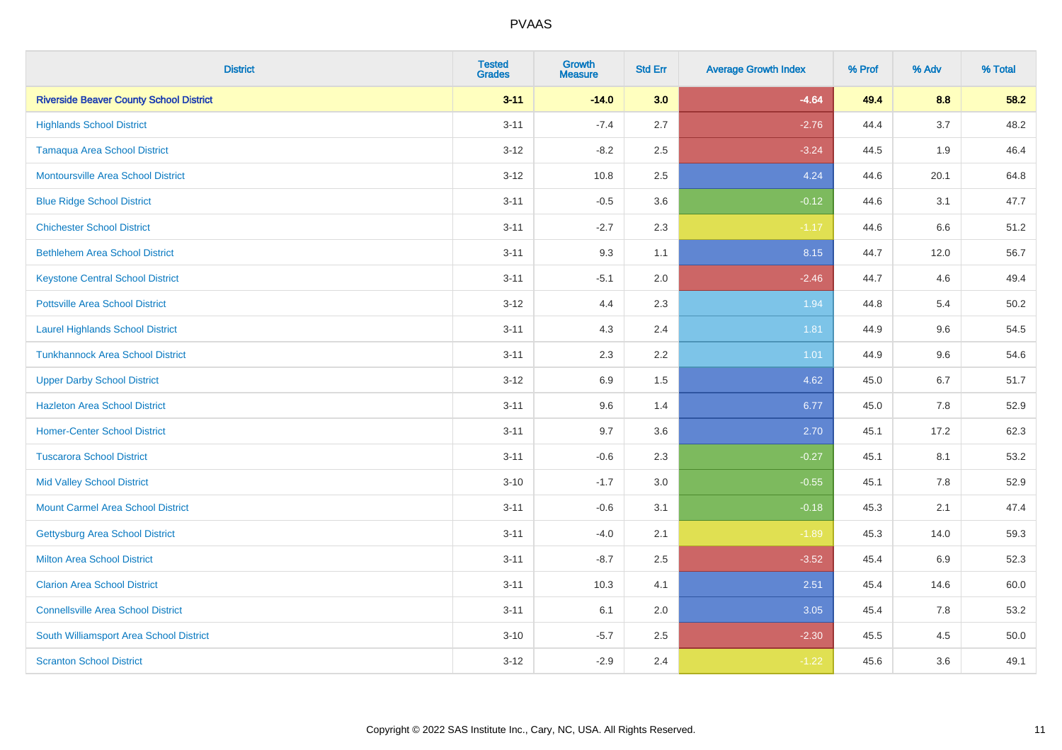# PVAAS

| District | Tested Grades | Growth Measure | Std Err | Average Growth Index | % Prof | % Adv | % Total |
|---|---|---|---|---|---|---|---|
| **Riverside Beaver County School District** | **3-11** | **-14.0** | **3.0** | **-4.64** | **49.4** | **8.8** | **58.2** |
| Highlands School District | 3-11 | -7.4 | 2.7 | -2.76 | 44.4 | 3.7 | 48.2 |
| Tamaqua Area School District | 3-12 | -8.2 | 2.5 | -3.24 | 44.5 | 1.9 | 46.4 |
| Montoursville Area School District | 3-12 | 10.8 | 2.5 | 4.24 | 44.6 | 20.1 | 64.8 |
| Blue Ridge School District | 3-11 | -0.5 | 3.6 | -0.12 | 44.6 | 3.1 | 47.7 |
| Chichester School District | 3-11 | -2.7 | 2.3 | -1.17 | 44.6 | 6.6 | 51.2 |
| Bethlehem Area School District | 3-11 | 9.3 | 1.1 | 8.15 | 44.7 | 12.0 | 56.7 |
| Keystone Central School District | 3-11 | -5.1 | 2.0 | -2.46 | 44.7 | 4.6 | 49.4 |
| Pottsville Area School District | 3-12 | 4.4 | 2.3 | 1.94 | 44.8 | 5.4 | 50.2 |
| Laurel Highlands School District | 3-11 | 4.3 | 2.4 | 1.81 | 44.9 | 9.6 | 54.5 |
| Tunkhannock Area School District | 3-11 | 2.3 | 2.2 | 1.01 | 44.9 | 9.6 | 54.6 |
| Upper Darby School District | 3-12 | 6.9 | 1.5 | 4.62 | 45.0 | 6.7 | 51.7 |
| Hazleton Area School District | 3-11 | 9.6 | 1.4 | 6.77 | 45.0 | 7.8 | 52.9 |
| Homer-Center School District | 3-11 | 9.7 | 3.6 | 2.70 | 45.1 | 17.2 | 62.3 |
| Tuscarora School District | 3-11 | -0.6 | 2.3 | -0.27 | 45.1 | 8.1 | 53.2 |
| Mid Valley School District | 3-10 | -1.7 | 3.0 | -0.55 | 45.1 | 7.8 | 52.9 |
| Mount Carmel Area School District | 3-11 | -0.6 | 3.1 | -0.18 | 45.3 | 2.1 | 47.4 |
| Gettysburg Area School District | 3-11 | -4.0 | 2.1 | -1.89 | 45.3 | 14.0 | 59.3 |
| Milton Area School District | 3-11 | -8.7 | 2.5 | -3.52 | 45.4 | 6.9 | 52.3 |
| Clarion Area School District | 3-11 | 10.3 | 4.1 | 2.51 | 45.4 | 14.6 | 60.0 |
| Connellsville Area School District | 3-11 | 6.1 | 2.0 | 3.05 | 45.4 | 7.8 | 53.2 |
| South Williamsport Area School District | 3-10 | -5.7 | 2.5 | -2.30 | 45.5 | 4.5 | 50.0 |
| Scranton School District | 3-12 | -2.9 | 2.4 | -1.22 | 45.6 | 3.6 | 49.1 |

Copyright © 2022 SAS Institute Inc., Cary, NC, USA. All Rights Reserved.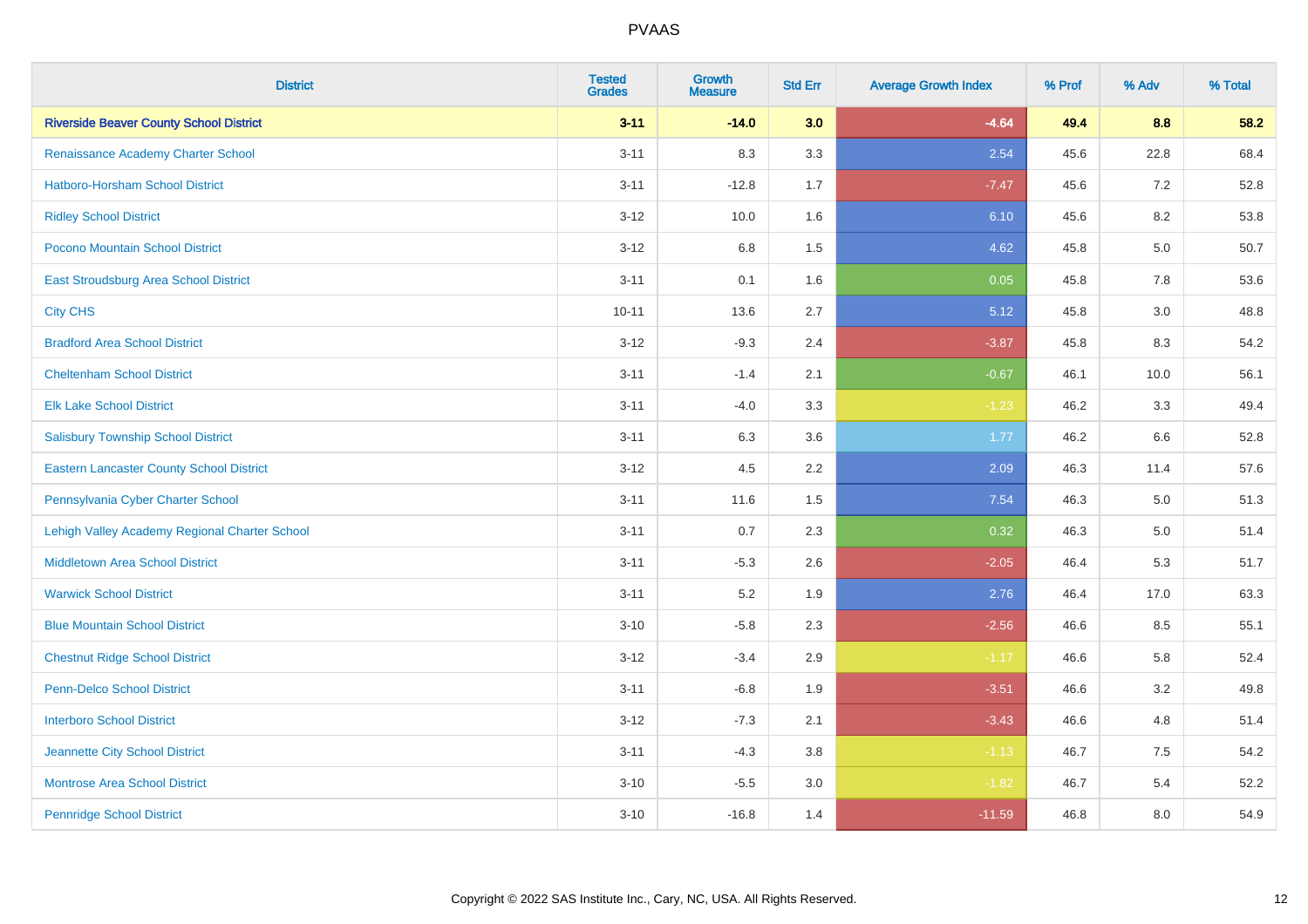# PVAAS

| District | Tested Grades | Growth Measure | Std Err | Average Growth Index | % Prof | % Adv | % Total |
|---|---|---|---|---|---|---|---|
| **Riverside Beaver County School District** | **3-11** | **-14.0** | **3.0** | **-4.64** | **49.4** | **8.8** | **58.2** |
| Renaissance Academy Charter School | 3-11 | 8.3 | 3.3 | 2.54 | 45.6 | 22.8 | 68.4 |
| Hatboro-Horsham School District | 3-11 | -12.8 | 1.7 | -7.47 | 45.6 | 7.2 | 52.8 |
| Ridley School District | 3-12 | 10.0 | 1.6 | 6.10 | 45.6 | 8.2 | 53.8 |
| Pocono Mountain School District | 3-12 | 6.8 | 1.5 | 4.62 | 45.8 | 5.0 | 50.7 |
| East Stroudsburg Area School District | 3-11 | 0.1 | 1.6 | 0.05 | 45.8 | 7.8 | 53.6 |
| City CHS | 10-11 | 13.6 | 2.7 | 5.12 | 45.8 | 3.0 | 48.8 |
| Bradford Area School District | 3-12 | -9.3 | 2.4 | -3.87 | 45.8 | 8.3 | 54.2 |
| Cheltenham School District | 3-11 | -1.4 | 2.1 | -0.67 | 46.1 | 10.0 | 56.1 |
| Elk Lake School District | 3-11 | -4.0 | 3.3 | -1.23 | 46.2 | 3.3 | 49.4 |
| Salisbury Township School District | 3-11 | 6.3 | 3.6 | 1.77 | 46.2 | 6.6 | 52.8 |
| Eastern Lancaster County School District | 3-12 | 4.5 | 2.2 | 2.09 | 46.3 | 11.4 | 57.6 |
| Pennsylvania Cyber Charter School | 3-11 | 11.6 | 1.5 | 7.54 | 46.3 | 5.0 | 51.3 |
| Lehigh Valley Academy Regional Charter School | 3-11 | 0.7 | 2.3 | 0.32 | 46.3 | 5.0 | 51.4 |
| Middletown Area School District | 3-11 | -5.3 | 2.6 | -2.05 | 46.4 | 5.3 | 51.7 |
| Warwick School District | 3-11 | 5.2 | 1.9 | 2.76 | 46.4 | 17.0 | 63.3 |
| Blue Mountain School District | 3-10 | -5.8 | 2.3 | -2.56 | 46.6 | 8.5 | 55.1 |
| Chestnut Ridge School District | 3-12 | -3.4 | 2.9 | -1.17 | 46.6 | 5.8 | 52.4 |
| Penn-Delco School District | 3-11 | -6.8 | 1.9 | -3.51 | 46.6 | 3.2 | 49.8 |
| Interboro School District | 3-12 | -7.3 | 2.1 | -3.43 | 46.6 | 4.8 | 51.4 |
| Jeannette City School District | 3-11 | -4.3 | 3.8 | -1.13 | 46.7 | 7.5 | 54.2 |
| Montrose Area School District | 3-10 | -5.5 | 3.0 | -1.82 | 46.7 | 5.4 | 52.2 |
| Pennridge School District | 3-10 | -16.8 | 1.4 | -11.59 | 46.8 | 8.0 | 54.9 |

Copyright © 2022 SAS Institute Inc., Cary, NC, USA. All Rights Reserved.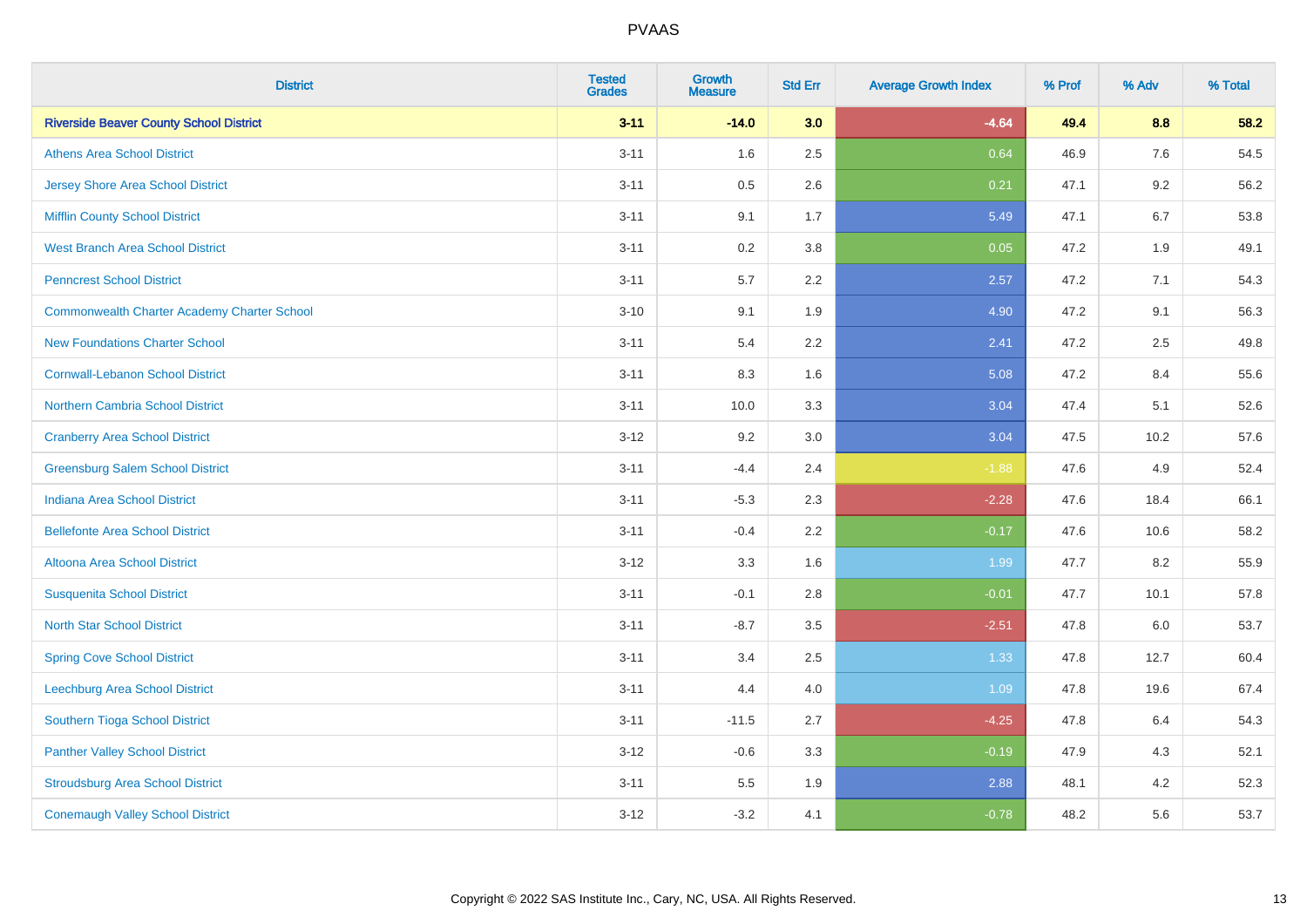| District | Tested Grades | Growth Measure | Std Err | Average Growth Index | % Prof | % Adv | % Total |
|---|---|---|---|---|---|---|---|
| **Riverside Beaver County School District** | **3-11** | **-14.0** | **3.0** | **-4.64** | **49.4** | **8.8** | **58.2** |
| Athens Area School District | 3-11 | 1.6 | 2.5 | 0.64 | 46.9 | 7.6 | 54.5 |
| Jersey Shore Area School District | 3-11 | 0.5 | 2.6 | 0.21 | 47.1 | 9.2 | 56.2 |
| Mifflin County School District | 3-11 | 9.1 | 1.7 | 5.49 | 47.1 | 6.7 | 53.8 |
| West Branch Area School District | 3-11 | 0.2 | 3.8 | 0.05 | 47.2 | 1.9 | 49.1 |
| Penncrest School District | 3-11 | 5.7 | 2.2 | 2.57 | 47.2 | 7.1 | 54.3 |
| Commonwealth Charter Academy Charter School | 3-10 | 9.1 | 1.9 | 4.90 | 47.2 | 9.1 | 56.3 |
| New Foundations Charter School | 3-11 | 5.4 | 2.2 | 2.41 | 47.2 | 2.5 | 49.8 |
| Cornwall-Lebanon School District | 3-11 | 8.3 | 1.6 | 5.08 | 47.2 | 8.4 | 55.6 |
| Northern Cambria School District | 3-11 | 10.0 | 3.3 | 3.04 | 47.4 | 5.1 | 52.6 |
| Cranberry Area School District | 3-12 | 9.2 | 3.0 | 3.04 | 47.5 | 10.2 | 57.6 |
| Greensburg Salem School District | 3-11 | -4.4 | 2.4 | -1.88 | 47.6 | 4.9 | 52.4 |
| Indiana Area School District | 3-11 | -5.3 | 2.3 | -2.28 | 47.6 | 18.4 | 66.1 |
| Bellefonte Area School District | 3-11 | -0.4 | 2.2 | -0.17 | 47.6 | 10.6 | 58.2 |
| Altoona Area School District | 3-12 | 3.3 | 1.6 | 1.99 | 47.7 | 8.2 | 55.9 |
| Susquenita School District | 3-11 | -0.1 | 2.8 | -0.01 | 47.7 | 10.1 | 57.8 |
| North Star School District | 3-11 | -8.7 | 3.5 | -2.51 | 47.8 | 6.0 | 53.7 |
| Spring Cove School District | 3-11 | 3.4 | 2.5 | 1.33 | 47.8 | 12.7 | 60.4 |
| Leechburg Area School District | 3-11 | 4.4 | 4.0 | 1.09 | 47.8 | 19.6 | 67.4 |
| Southern Tioga School District | 3-11 | -11.5 | 2.7 | -4.25 | 47.8 | 6.4 | 54.3 |
| Panther Valley School District | 3-12 | -0.6 | 3.3 | -0.19 | 47.9 | 4.3 | 52.1 |
| Stroudsburg Area School District | 3-11 | 5.5 | 1.9 | 2.88 | 48.1 | 4.2 | 52.3 |
| Conemaugh Valley School District | 3-12 | -3.2 | 4.1 | -0.78 | 48.2 | 5.6 | 53.7 |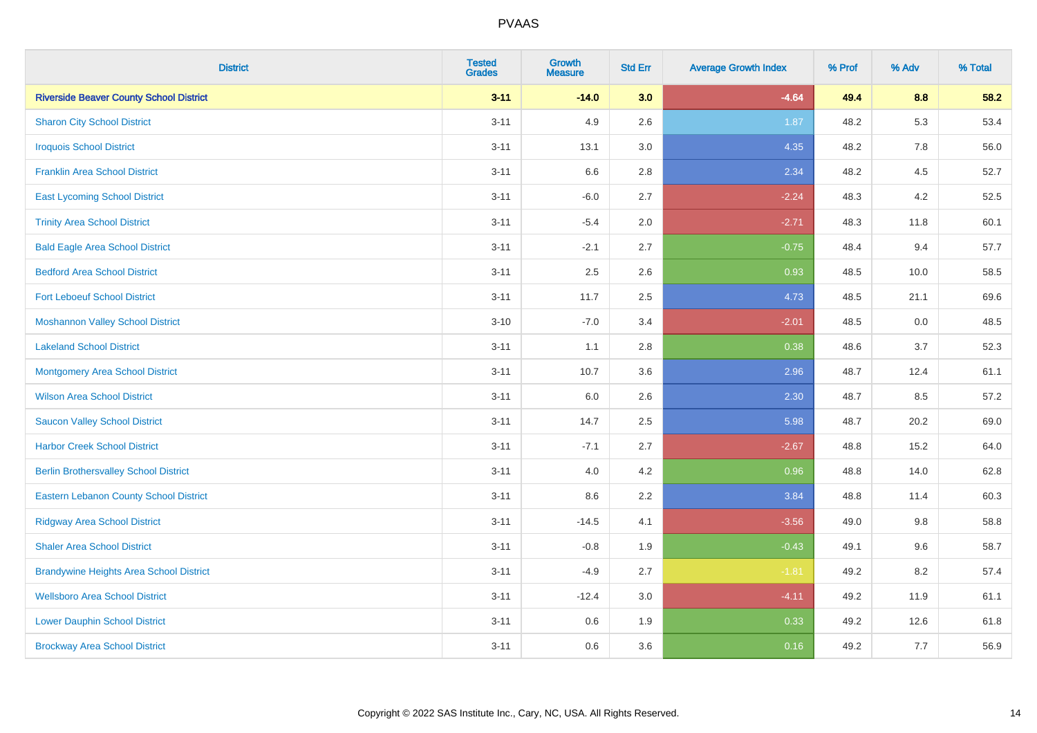| District | Tested Grades | Growth Measure | Std Err | Average Growth Index | % Prof | % Adv | % Total |
|---|---|---|---|---|---|---|---|
| **Riverside Beaver County School District** | **3-11** | **-14.0** | **3.0** | **-4.64** | **49.4** | **8.8** | **58.2** |
| Sharon City School District | 3-11 | 4.9 | 2.6 | 1.87 | 48.2 | 5.3 | 53.4 |
| Iroquois School District | 3-11 | 13.1 | 3.0 | 4.35 | 48.2 | 7.8 | 56.0 |
| Franklin Area School District | 3-11 | 6.6 | 2.8 | 2.34 | 48.2 | 4.5 | 52.7 |
| East Lycoming School District | 3-11 | -6.0 | 2.7 | -2.24 | 48.3 | 4.2 | 52.5 |
| Trinity Area School District | 3-11 | -5.4 | 2.0 | -2.71 | 48.3 | 11.8 | 60.1 |
| Bald Eagle Area School District | 3-11 | -2.1 | 2.7 | -0.75 | 48.4 | 9.4 | 57.7 |
| Bedford Area School District | 3-11 | 2.5 | 2.6 | 0.93 | 48.5 | 10.0 | 58.5 |
| Fort Leboeuf School District | 3-11 | 11.7 | 2.5 | 4.73 | 48.5 | 21.1 | 69.6 |
| Moshannon Valley School District | 3-10 | -7.0 | 3.4 | -2.01 | 48.5 | 0.0 | 48.5 |
| Lakeland School District | 3-11 | 1.1 | 2.8 | 0.38 | 48.6 | 3.7 | 52.3 |
| Montgomery Area School District | 3-11 | 10.7 | 3.6 | 2.96 | 48.7 | 12.4 | 61.1 |
| Wilson Area School District | 3-11 | 6.0 | 2.6 | 2.30 | 48.7 | 8.5 | 57.2 |
| Saucon Valley School District | 3-11 | 14.7 | 2.5 | 5.98 | 48.7 | 20.2 | 69.0 |
| Harbor Creek School District | 3-11 | -7.1 | 2.7 | -2.67 | 48.8 | 15.2 | 64.0 |
| Berlin Brothersvalley School District | 3-11 | 4.0 | 4.2 | 0.96 | 48.8 | 14.0 | 62.8 |
| Eastern Lebanon County School District | 3-11 | 8.6 | 2.2 | 3.84 | 48.8 | 11.4 | 60.3 |
| Ridgway Area School District | 3-11 | -14.5 | 4.1 | -3.56 | 49.0 | 9.8 | 58.8 |
| Shaler Area School District | 3-11 | -0.8 | 1.9 | -0.43 | 49.1 | 9.6 | 58.7 |
| Brandywine Heights Area School District | 3-11 | -4.9 | 2.7 | -1.81 | 49.2 | 8.2 | 57.4 |
| Wellsboro Area School District | 3-11 | -12.4 | 3.0 | -4.11 | 49.2 | 11.9 | 61.1 |
| Lower Dauphin School District | 3-11 | 0.6 | 1.9 | 0.33 | 49.2 | 12.6 | 61.8 |
| Brockway Area School District | 3-11 | 0.6 | 3.6 | 0.16 | 49.2 | 7.7 | 56.9 |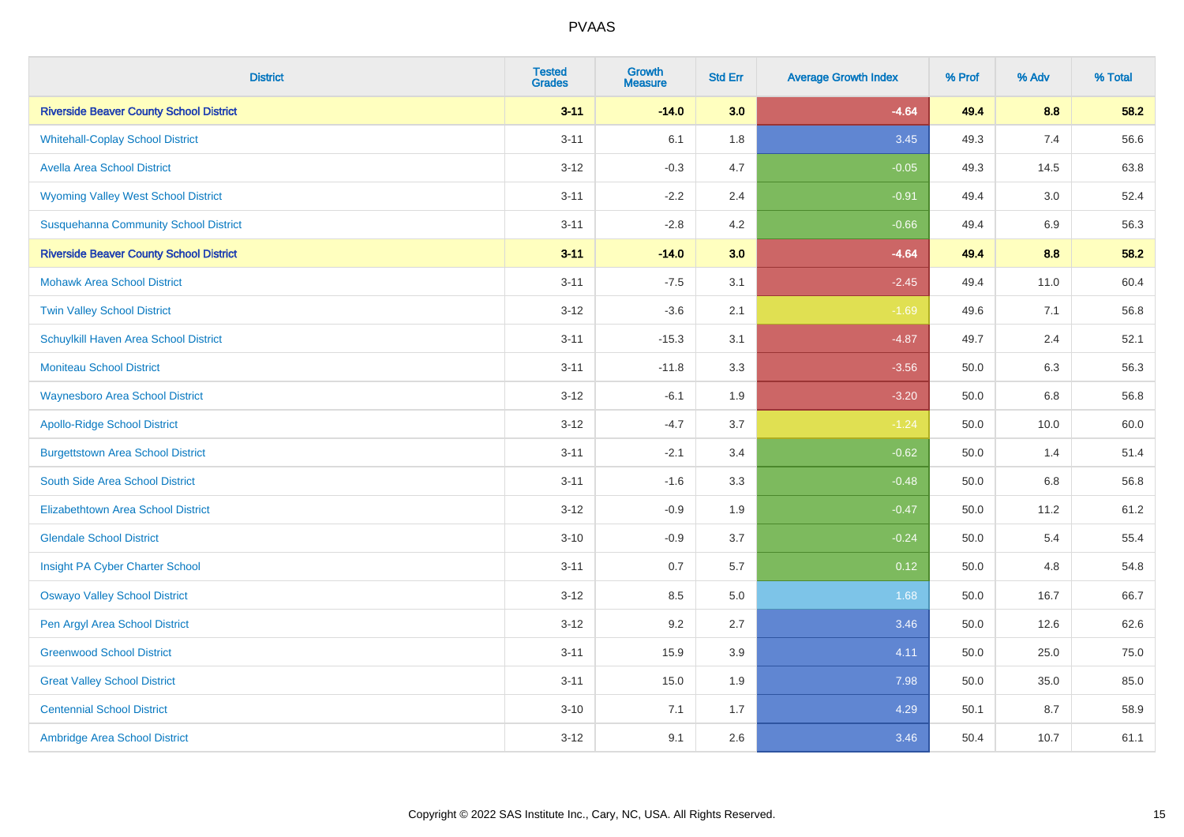| District | Tested Grades | Growth Measure | Std Err | Average Growth Index | % Prof | % Adv | % Total |
|---|---|---|---|---|---|---|---|
| **Riverside Beaver County School District** | **3-11** | **-14.0** | **3.0** | **-4.64** | **49.4** | **8.8** | **58.2** |
| Whitehall-Coplay School District | 3-11 | 6.1 | 1.8 | 3.45 | 49.3 | 7.4 | 56.6 |
| Avella Area School District | 3-12 | -0.3 | 4.7 | -0.05 | 49.3 | 14.5 | 63.8 |
| Wyoming Valley West School District | 3-11 | -2.2 | 2.4 | -0.91 | 49.4 | 3.0 | 52.4 |
| Susquehanna Community School District | 3-11 | -2.8 | 4.2 | -0.66 | 49.4 | 6.9 | 56.3 |
| **Riverside Beaver County School District** | **3-11** | **-14.0** | **3.0** | **-4.64** | **49.4** | **8.8** | **58.2** |
| Mohawk Area School District | 3-11 | -7.5 | 3.1 | -2.45 | 49.4 | 11.0 | 60.4 |
| Twin Valley School District | 3-12 | -3.6 | 2.1 | -1.69 | 49.6 | 7.1 | 56.8 |
| Schuylkill Haven Area School District | 3-11 | -15.3 | 3.1 | -4.87 | 49.7 | 2.4 | 52.1 |
| Moniteau School District | 3-11 | -11.8 | 3.3 | -3.56 | 50.0 | 6.3 | 56.3 |
| Waynesboro Area School District | 3-12 | -6.1 | 1.9 | -3.20 | 50.0 | 6.8 | 56.8 |
| Apollo-Ridge School District | 3-12 | -4.7 | 3.7 | -1.24 | 50.0 | 10.0 | 60.0 |
| Burgettstown Area School District | 3-11 | -2.1 | 3.4 | -0.62 | 50.0 | 1.4 | 51.4 |
| South Side Area School District | 3-11 | -1.6 | 3.3 | -0.48 | 50.0 | 6.8 | 56.8 |
| Elizabethtown Area School District | 3-12 | -0.9 | 1.9 | -0.47 | 50.0 | 11.2 | 61.2 |
| Glendale School District | 3-10 | -0.9 | 3.7 | -0.24 | 50.0 | 5.4 | 55.4 |
| Insight PA Cyber Charter School | 3-11 | 0.7 | 5.7 | 0.12 | 50.0 | 4.8 | 54.8 |
| Oswayo Valley School District | 3-12 | 8.5 | 5.0 | 1.68 | 50.0 | 16.7 | 66.7 |
| Pen Argyl Area School District | 3-12 | 9.2 | 2.7 | 3.46 | 50.0 | 12.6 | 62.6 |
| Greenwood School District | 3-11 | 15.9 | 3.9 | 4.11 | 50.0 | 25.0 | 75.0 |
| Great Valley School District | 3-11 | 15.0 | 1.9 | 7.98 | 50.0 | 35.0 | 85.0 |
| Centennial School District | 3-10 | 7.1 | 1.7 | 4.29 | 50.1 | 8.7 | 58.9 |
| Ambridge Area School District | 3-12 | 9.1 | 2.6 | 3.46 | 50.4 | 10.7 | 61.1 |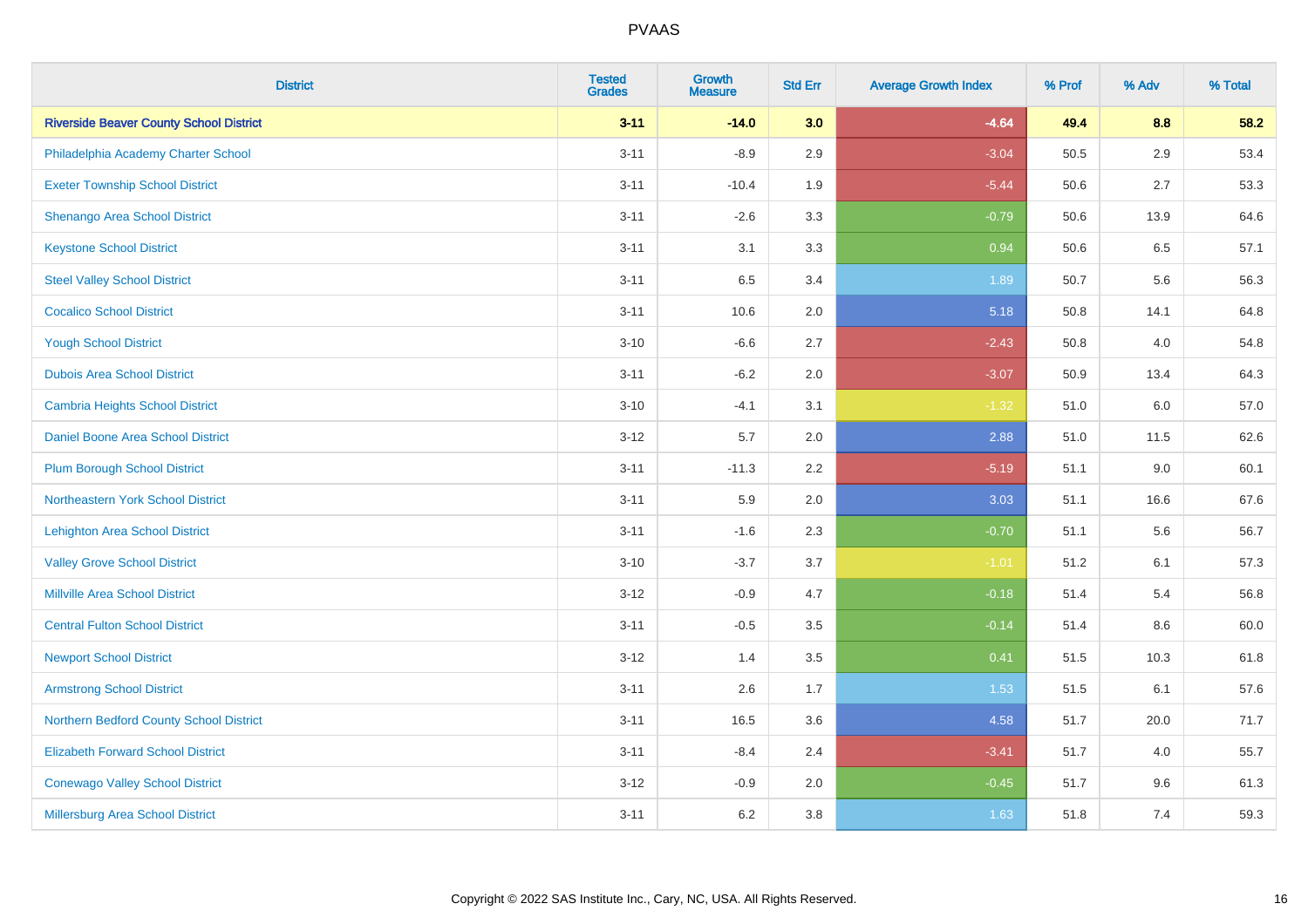# PVAAS

| District | Tested Grades | Growth Measure | Std Err | Average Growth Index | % Prof | % Adv | % Total |
|---|---|---|---|---|---|---|---|
| **Riverside Beaver County School District** | **3-11** | **-14.0** | **3.0** | **-4.64** | **49.4** | **8.8** | **58.2** |
| Philadelphia Academy Charter School | 3-11 | -8.9 | 2.9 | -3.04 | 50.5 | 2.9 | 53.4 |
| Exeter Township School District | 3-11 | -10.4 | 1.9 | -5.44 | 50.6 | 2.7 | 53.3 |
| Shenango Area School District | 3-11 | -2.6 | 3.3 | -0.79 | 50.6 | 13.9 | 64.6 |
| Keystone School District | 3-11 | 3.1 | 3.3 | 0.94 | 50.6 | 6.5 | 57.1 |
| Steel Valley School District | 3-11 | 6.5 | 3.4 | 1.89 | 50.7 | 5.6 | 56.3 |
| Cocalico School District | 3-11 | 10.6 | 2.0 | 5.18 | 50.8 | 14.1 | 64.8 |
| Yough School District | 3-10 | -6.6 | 2.7 | -2.43 | 50.8 | 4.0 | 54.8 |
| Dubois Area School District | 3-11 | -6.2 | 2.0 | -3.07 | 50.9 | 13.4 | 64.3 |
| Cambria Heights School District | 3-10 | -4.1 | 3.1 | -1.32 | 51.0 | 6.0 | 57.0 |
| Daniel Boone Area School District | 3-12 | 5.7 | 2.0 | 2.88 | 51.0 | 11.5 | 62.6 |
| Plum Borough School District | 3-11 | -11.3 | 2.2 | -5.19 | 51.1 | 9.0 | 60.1 |
| Northeastern York School District | 3-11 | 5.9 | 2.0 | 3.03 | 51.1 | 16.6 | 67.6 |
| Lehighton Area School District | 3-11 | -1.6 | 2.3 | -0.70 | 51.1 | 5.6 | 56.7 |
| Valley Grove School District | 3-10 | -3.7 | 3.7 | -1.01 | 51.2 | 6.1 | 57.3 |
| Millville Area School District | 3-12 | -0.9 | 4.7 | -0.18 | 51.4 | 5.4 | 56.8 |
| Central Fulton School District | 3-11 | -0.5 | 3.5 | -0.14 | 51.4 | 8.6 | 60.0 |
| Newport School District | 3-12 | 1.4 | 3.5 | 0.41 | 51.5 | 10.3 | 61.8 |
| Armstrong School District | 3-11 | 2.6 | 1.7 | 1.53 | 51.5 | 6.1 | 57.6 |
| Northern Bedford County School District | 3-11 | 16.5 | 3.6 | 4.58 | 51.7 | 20.0 | 71.7 |
| Elizabeth Forward School District | 3-11 | -8.4 | 2.4 | -3.41 | 51.7 | 4.0 | 55.7 |
| Conewago Valley School District | 3-12 | -0.9 | 2.0 | -0.45 | 51.7 | 9.6 | 61.3 |
| Millersburg Area School District | 3-11 | 6.2 | 3.8 | 1.63 | 51.8 | 7.4 | 59.3 |

Copyright © 2022 SAS Institute Inc., Cary, NC, USA. All Rights Reserved.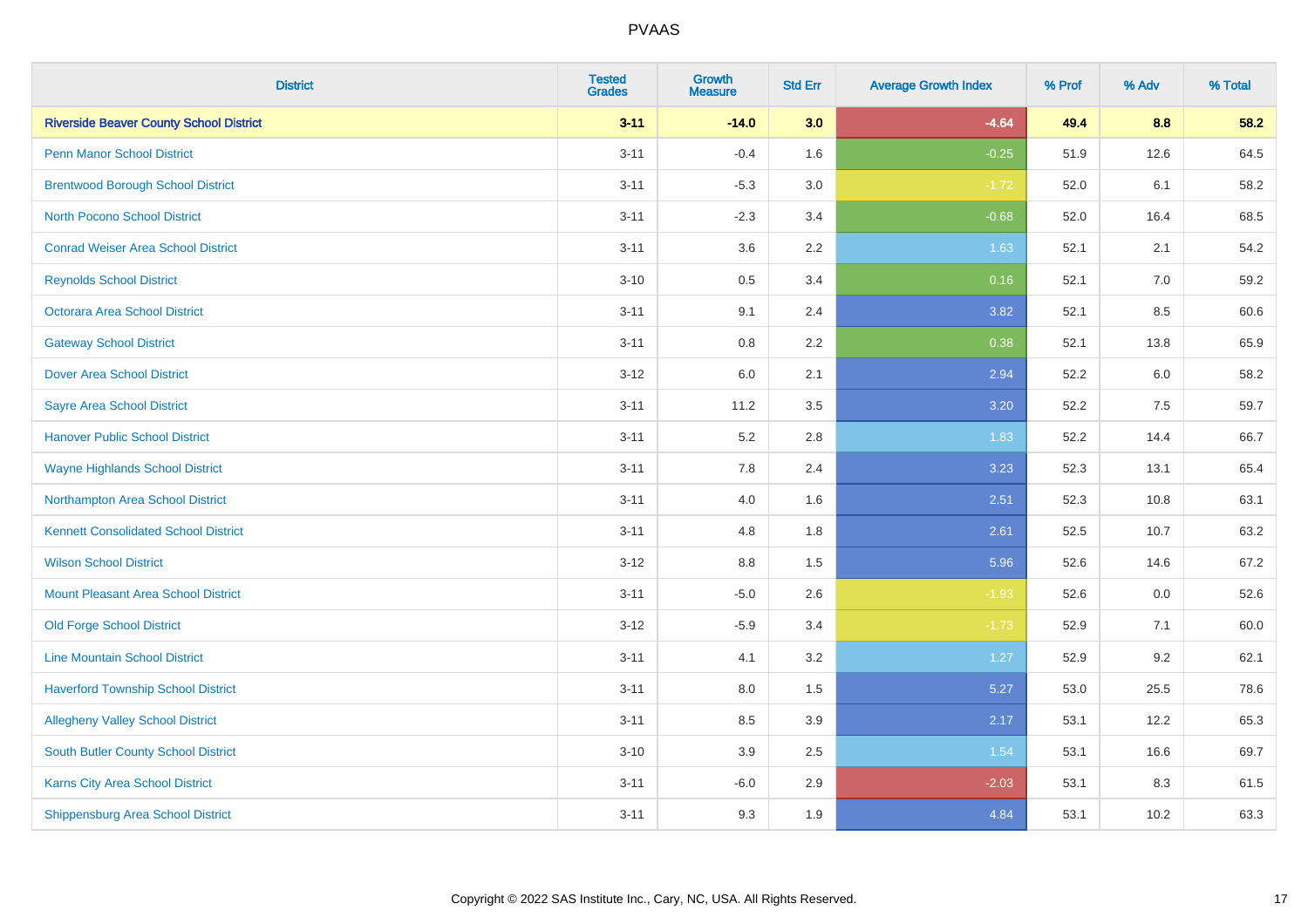# PVAAS

| District | Tested Grades | Growth Measure | Std Err | Average Growth Index | % Prof | % Adv | % Total |
|---|---|---|---|---|---|---|---|
| **Riverside Beaver County School District** | **3-11** | **-14.0** | **3.0** | **-4.64** | **49.4** | **8.8** | **58.2** |
| Penn Manor School District | 3-11 | -0.4 | 1.6 | -0.25 | 51.9 | 12.6 | 64.5 |
| Brentwood Borough School District | 3-11 | -5.3 | 3.0 | -1.72 | 52.0 | 6.1 | 58.2 |
| North Pocono School District | 3-11 | -2.3 | 3.4 | -0.68 | 52.0 | 16.4 | 68.5 |
| Conrad Weiser Area School District | 3-11 | 3.6 | 2.2 | 1.63 | 52.1 | 2.1 | 54.2 |
| Reynolds School District | 3-10 | 0.5 | 3.4 | 0.16 | 52.1 | 7.0 | 59.2 |
| Octorara Area School District | 3-11 | 9.1 | 2.4 | 3.82 | 52.1 | 8.5 | 60.6 |
| Gateway School District | 3-11 | 0.8 | 2.2 | 0.38 | 52.1 | 13.8 | 65.9 |
| Dover Area School District | 3-12 | 6.0 | 2.1 | 2.94 | 52.2 | 6.0 | 58.2 |
| Sayre Area School District | 3-11 | 11.2 | 3.5 | 3.20 | 52.2 | 7.5 | 59.7 |
| Hanover Public School District | 3-11 | 5.2 | 2.8 | 1.83 | 52.2 | 14.4 | 66.7 |
| Wayne Highlands School District | 3-11 | 7.8 | 2.4 | 3.23 | 52.3 | 13.1 | 65.4 |
| Northampton Area School District | 3-11 | 4.0 | 1.6 | 2.51 | 52.3 | 10.8 | 63.1 |
| Kennett Consolidated School District | 3-11 | 4.8 | 1.8 | 2.61 | 52.5 | 10.7 | 63.2 |
| Wilson School District | 3-12 | 8.8 | 1.5 | 5.96 | 52.6 | 14.6 | 67.2 |
| Mount Pleasant Area School District | 3-11 | -5.0 | 2.6 | -1.93 | 52.6 | 0.0 | 52.6 |
| Old Forge School District | 3-12 | -5.9 | 3.4 | -1.73 | 52.9 | 7.1 | 60.0 |
| Line Mountain School District | 3-11 | 4.1 | 3.2 | 1.27 | 52.9 | 9.2 | 62.1 |
| Haverford Township School District | 3-11 | 8.0 | 1.5 | 5.27 | 53.0 | 25.5 | 78.6 |
| Allegheny Valley School District | 3-11 | 8.5 | 3.9 | 2.17 | 53.1 | 12.2 | 65.3 |
| South Butler County School District | 3-10 | 3.9 | 2.5 | 1.54 | 53.1 | 16.6 | 69.7 |
| Karns City Area School District | 3-11 | -6.0 | 2.9 | -2.03 | 53.1 | 8.3 | 61.5 |
| Shippensburg Area School District | 3-11 | 9.3 | 1.9 | 4.84 | 53.1 | 10.2 | 63.3 |

Copyright © 2022 SAS Institute Inc., Cary, NC, USA. All Rights Reserved.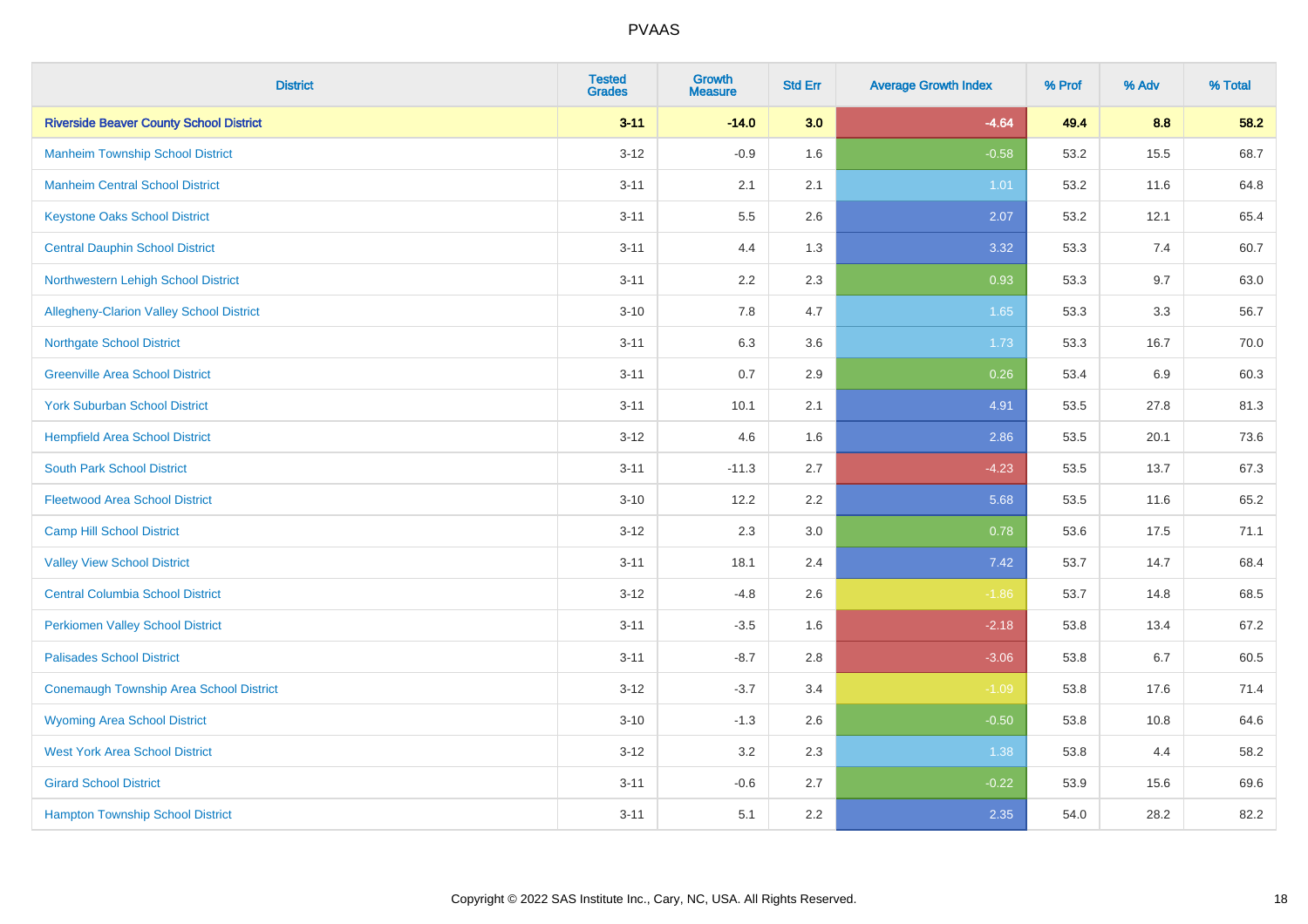| District | Tested Grades | Growth Measure | Std Err | Average Growth Index | % Prof | % Adv | % Total |
|---|---|---|---|---|---|---|---|
| **Riverside Beaver County School District** | **3-11** | **-14.0** | **3.0** | **-4.64** | **49.4** | **8.8** | **58.2** |
| Manheim Township School District | 3-12 | -0.9 | 1.6 | -0.58 | 53.2 | 15.5 | 68.7 |
| Manheim Central School District | 3-11 | 2.1 | 2.1 | 1.01 | 53.2 | 11.6 | 64.8 |
| Keystone Oaks School District | 3-11 | 5.5 | 2.6 | 2.07 | 53.2 | 12.1 | 65.4 |
| Central Dauphin School District | 3-11 | 4.4 | 1.3 | 3.32 | 53.3 | 7.4 | 60.7 |
| Northwestern Lehigh School District | 3-11 | 2.2 | 2.3 | 0.93 | 53.3 | 9.7 | 63.0 |
| Allegheny-Clarion Valley School District | 3-10 | 7.8 | 4.7 | 1.65 | 53.3 | 3.3 | 56.7 |
| Northgate School District | 3-11 | 6.3 | 3.6 | 1.73 | 53.3 | 16.7 | 70.0 |
| Greenville Area School District | 3-11 | 0.7 | 2.9 | 0.26 | 53.4 | 6.9 | 60.3 |
| York Suburban School District | 3-11 | 10.1 | 2.1 | 4.91 | 53.5 | 27.8 | 81.3 |
| Hempfield Area School District | 3-12 | 4.6 | 1.6 | 2.86 | 53.5 | 20.1 | 73.6 |
| South Park School District | 3-11 | -11.3 | 2.7 | -4.23 | 53.5 | 13.7 | 67.3 |
| Fleetwood Area School District | 3-10 | 12.2 | 2.2 | 5.68 | 53.5 | 11.6 | 65.2 |
| Camp Hill School District | 3-12 | 2.3 | 3.0 | 0.78 | 53.6 | 17.5 | 71.1 |
| Valley View School District | 3-11 | 18.1 | 2.4 | 7.42 | 53.7 | 14.7 | 68.4 |
| Central Columbia School District | 3-12 | -4.8 | 2.6 | -1.86 | 53.7 | 14.8 | 68.5 |
| Perkiomen Valley School District | 3-11 | -3.5 | 1.6 | -2.18 | 53.8 | 13.4 | 67.2 |
| Palisades School District | 3-11 | -8.7 | 2.8 | -3.06 | 53.8 | 6.7 | 60.5 |
| Conemaugh Township Area School District | 3-12 | -3.7 | 3.4 | -1.09 | 53.8 | 17.6 | 71.4 |
| Wyoming Area School District | 3-10 | -1.3 | 2.6 | -0.50 | 53.8 | 10.8 | 64.6 |
| West York Area School District | 3-12 | 3.2 | 2.3 | 1.38 | 53.8 | 4.4 | 58.2 |
| Girard School District | 3-11 | -0.6 | 2.7 | -0.22 | 53.9 | 15.6 | 69.6 |
| Hampton Township School District | 3-11 | 5.1 | 2.2 | 2.35 | 54.0 | 28.2 | 82.2 |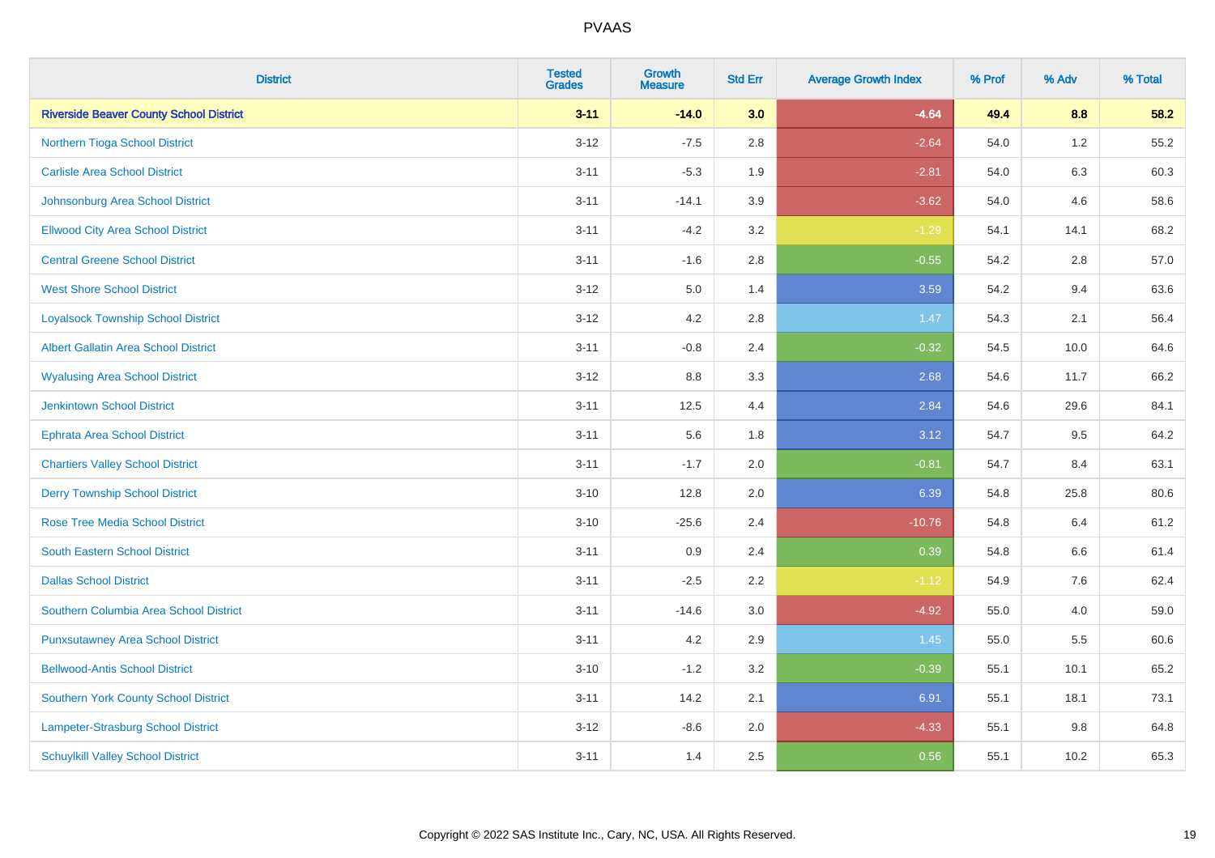| District | Tested Grades | Growth Measure | Std Err | Average Growth Index | % Prof | % Adv | % Total |
|---|---|---|---|---|---|---|---|
| **Riverside Beaver County School District** | **3-11** | **-14.0** | **3.0** | **-4.64** | **49.4** | **8.8** | **58.2** |
| Northern Tioga School District | 3-12 | -7.5 | 2.8 | -2.64 | 54.0 | 1.2 | 55.2 |
| Carlisle Area School District | 3-11 | -5.3 | 1.9 | -2.81 | 54.0 | 6.3 | 60.3 |
| Johnsonburg Area School District | 3-11 | -14.1 | 3.9 | -3.62 | 54.0 | 4.6 | 58.6 |
| Ellwood City Area School District | 3-11 | -4.2 | 3.2 | -1.29 | 54.1 | 14.1 | 68.2 |
| Central Greene School District | 3-11 | -1.6 | 2.8 | -0.55 | 54.2 | 2.8 | 57.0 |
| West Shore School District | 3-12 | 5.0 | 1.4 | 3.59 | 54.2 | 9.4 | 63.6 |
| Loyalsock Township School District | 3-12 | 4.2 | 2.8 | 1.47 | 54.3 | 2.1 | 56.4 |
| Albert Gallatin Area School District | 3-11 | -0.8 | 2.4 | -0.32 | 54.5 | 10.0 | 64.6 |
| Wyalusing Area School District | 3-12 | 8.8 | 3.3 | 2.68 | 54.6 | 11.7 | 66.2 |
| Jenkintown School District | 3-11 | 12.5 | 4.4 | 2.84 | 54.6 | 29.6 | 84.1 |
| Ephrata Area School District | 3-11 | 5.6 | 1.8 | 3.12 | 54.7 | 9.5 | 64.2 |
| Chartiers Valley School District | 3-11 | -1.7 | 2.0 | -0.81 | 54.7 | 8.4 | 63.1 |
| Derry Township School District | 3-10 | 12.8 | 2.0 | 6.39 | 54.8 | 25.8 | 80.6 |
| Rose Tree Media School District | 3-10 | -25.6 | 2.4 | -10.76 | 54.8 | 6.4 | 61.2 |
| South Eastern School District | 3-11 | 0.9 | 2.4 | 0.39 | 54.8 | 6.6 | 61.4 |
| Dallas School District | 3-11 | -2.5 | 2.2 | -1.12 | 54.9 | 7.6 | 62.4 |
| Southern Columbia Area School District | 3-11 | -14.6 | 3.0 | -4.92 | 55.0 | 4.0 | 59.0 |
| Punxsutawney Area School District | 3-11 | 4.2 | 2.9 | 1.45 | 55.0 | 5.5 | 60.6 |
| Bellwood-Antis School District | 3-10 | -1.2 | 3.2 | -0.39 | 55.1 | 10.1 | 65.2 |
| Southern York County School District | 3-11 | 14.2 | 2.1 | 6.91 | 55.1 | 18.1 | 73.1 |
| Lampeter-Strasburg School District | 3-12 | -8.6 | 2.0 | -4.33 | 55.1 | 9.8 | 64.8 |
| Schuylkill Valley School District | 3-11 | 1.4 | 2.5 | 0.56 | 55.1 | 10.2 | 65.3 |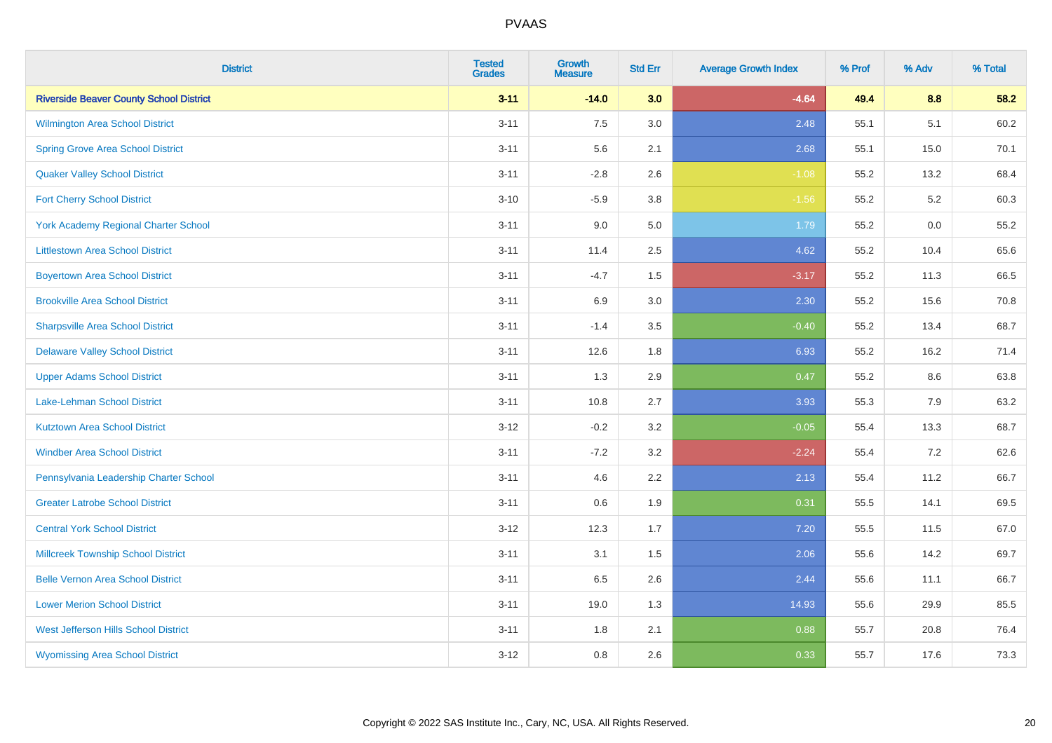| District | Tested Grades | Growth Measure | Std Err | Average Growth Index | % Prof | % Adv | % Total |
|---|---|---|---|---|---|---|---|
| **Riverside Beaver County School District** | **3-11** | **-14.0** | **3.0** | **-4.64** | **49.4** | **8.8** | **58.2** |
| Wilmington Area School District | 3-11 | 7.5 | 3.0 | 2.48 | 55.1 | 5.1 | 60.2 |
| Spring Grove Area School District | 3-11 | 5.6 | 2.1 | 2.68 | 55.1 | 15.0 | 70.1 |
| Quaker Valley School District | 3-11 | -2.8 | 2.6 | -1.08 | 55.2 | 13.2 | 68.4 |
| Fort Cherry School District | 3-10 | -5.9 | 3.8 | -1.56 | 55.2 | 5.2 | 60.3 |
| York Academy Regional Charter School | 3-11 | 9.0 | 5.0 | 1.79 | 55.2 | 0.0 | 55.2 |
| Littlestown Area School District | 3-11 | 11.4 | 2.5 | 4.62 | 55.2 | 10.4 | 65.6 |
| Boyertown Area School District | 3-11 | -4.7 | 1.5 | -3.17 | 55.2 | 11.3 | 66.5 |
| Brookville Area School District | 3-11 | 6.9 | 3.0 | 2.30 | 55.2 | 15.6 | 70.8 |
| Sharpsville Area School District | 3-11 | -1.4 | 3.5 | -0.40 | 55.2 | 13.4 | 68.7 |
| Delaware Valley School District | 3-11 | 12.6 | 1.8 | 6.93 | 55.2 | 16.2 | 71.4 |
| Upper Adams School District | 3-11 | 1.3 | 2.9 | 0.47 | 55.2 | 8.6 | 63.8 |
| Lake-Lehman School District | 3-11 | 10.8 | 2.7 | 3.93 | 55.3 | 7.9 | 63.2 |
| Kutztown Area School District | 3-12 | -0.2 | 3.2 | -0.05 | 55.4 | 13.3 | 68.7 |
| Windber Area School District | 3-11 | -7.2 | 3.2 | -2.24 | 55.4 | 7.2 | 62.6 |
| Pennsylvania Leadership Charter School | 3-11 | 4.6 | 2.2 | 2.13 | 55.4 | 11.2 | 66.7 |
| Greater Latrobe School District | 3-11 | 0.6 | 1.9 | 0.31 | 55.5 | 14.1 | 69.5 |
| Central York School District | 3-12 | 12.3 | 1.7 | 7.20 | 55.5 | 11.5 | 67.0 |
| Millcreek Township School District | 3-11 | 3.1 | 1.5 | 2.06 | 55.6 | 14.2 | 69.7 |
| Belle Vernon Area School District | 3-11 | 6.5 | 2.6 | 2.44 | 55.6 | 11.1 | 66.7 |
| Lower Merion School District | 3-11 | 19.0 | 1.3 | 14.93 | 55.6 | 29.9 | 85.5 |
| West Jefferson Hills School District | 3-11 | 1.8 | 2.1 | 0.88 | 55.7 | 20.8 | 76.4 |
| Wyomissing Area School District | 3-12 | 0.8 | 2.6 | 0.33 | 55.7 | 17.6 | 73.3 |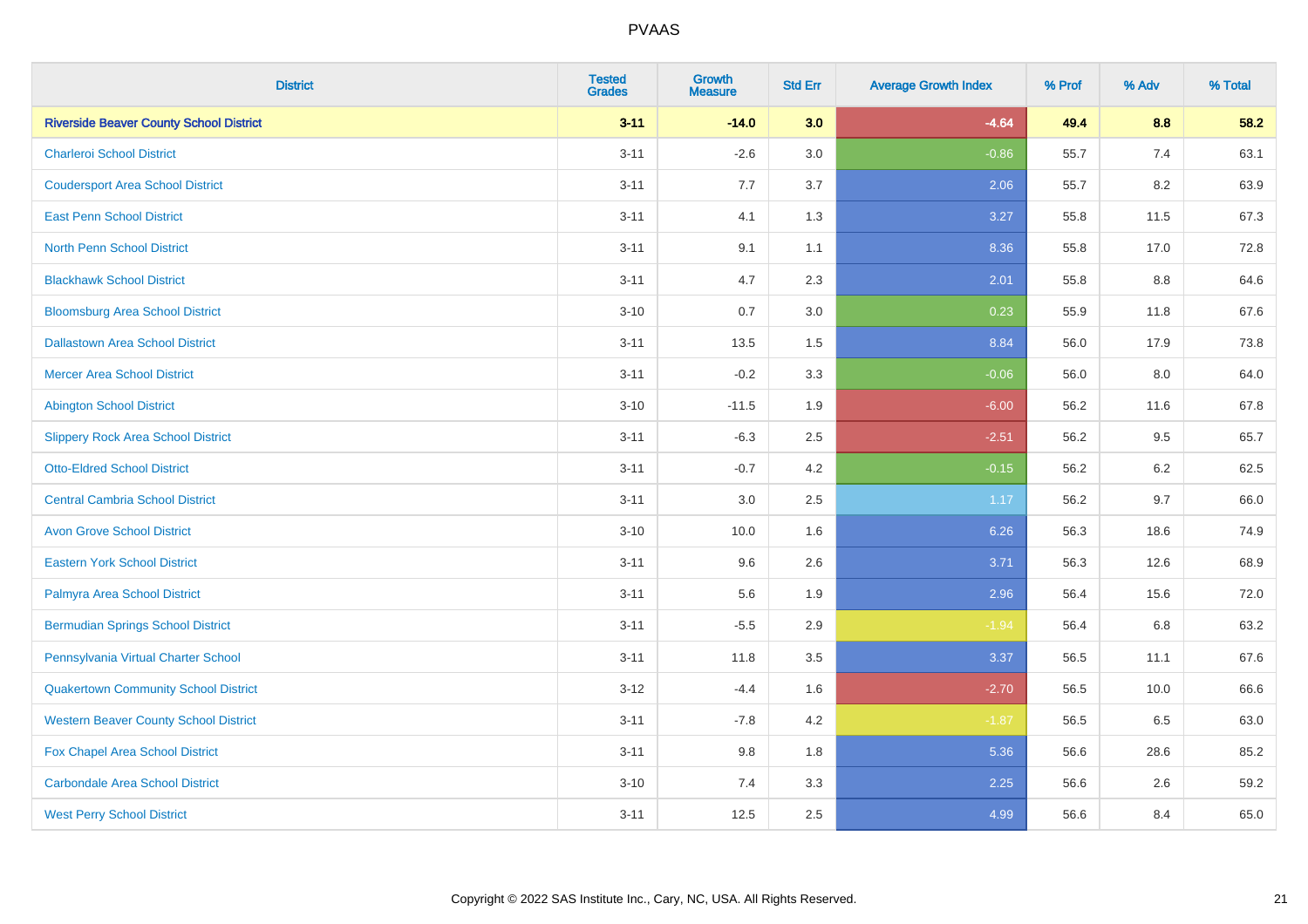| District | Tested Grades | Growth Measure | Std Err | Average Growth Index | % Prof | % Adv | % Total |
|---|---|---|---|---|---|---|---|
| **Riverside Beaver County School District** | **3-11** | **-14.0** | **3.0** | **-4.64** | **49.4** | **8.8** | **58.2** |
| Charleroi School District | 3-11 | -2.6 | 3.0 | -0.86 | 55.7 | 7.4 | 63.1 |
| Coudersport Area School District | 3-11 | 7.7 | 3.7 | 2.06 | 55.7 | 8.2 | 63.9 |
| East Penn School District | 3-11 | 4.1 | 1.3 | 3.27 | 55.8 | 11.5 | 67.3 |
| North Penn School District | 3-11 | 9.1 | 1.1 | 8.36 | 55.8 | 17.0 | 72.8 |
| Blackhawk School District | 3-11 | 4.7 | 2.3 | 2.01 | 55.8 | 8.8 | 64.6 |
| Bloomsburg Area School District | 3-10 | 0.7 | 3.0 | 0.23 | 55.9 | 11.8 | 67.6 |
| Dallastown Area School District | 3-11 | 13.5 | 1.5 | 8.84 | 56.0 | 17.9 | 73.8 |
| Mercer Area School District | 3-11 | -0.2 | 3.3 | -0.06 | 56.0 | 8.0 | 64.0 |
| Abington School District | 3-10 | -11.5 | 1.9 | -6.00 | 56.2 | 11.6 | 67.8 |
| Slippery Rock Area School District | 3-11 | -6.3 | 2.5 | -2.51 | 56.2 | 9.5 | 65.7 |
| Otto-Eldred School District | 3-11 | -0.7 | 4.2 | -0.15 | 56.2 | 6.2 | 62.5 |
| Central Cambria School District | 3-11 | 3.0 | 2.5 | 1.17 | 56.2 | 9.7 | 66.0 |
| Avon Grove School District | 3-10 | 10.0 | 1.6 | 6.26 | 56.3 | 18.6 | 74.9 |
| Eastern York School District | 3-11 | 9.6 | 2.6 | 3.71 | 56.3 | 12.6 | 68.9 |
| Palmyra Area School District | 3-11 | 5.6 | 1.9 | 2.96 | 56.4 | 15.6 | 72.0 |
| Bermudian Springs School District | 3-11 | -5.5 | 2.9 | -1.94 | 56.4 | 6.8 | 63.2 |
| Pennsylvania Virtual Charter School | 3-11 | 11.8 | 3.5 | 3.37 | 56.5 | 11.1 | 67.6 |
| Quakertown Community School District | 3-12 | -4.4 | 1.6 | -2.70 | 56.5 | 10.0 | 66.6 |
| Western Beaver County School District | 3-11 | -7.8 | 4.2 | -1.87 | 56.5 | 6.5 | 63.0 |
| Fox Chapel Area School District | 3-11 | 9.8 | 1.8 | 5.36 | 56.6 | 28.6 | 85.2 |
| Carbondale Area School District | 3-10 | 7.4 | 3.3 | 2.25 | 56.6 | 2.6 | 59.2 |
| West Perry School District | 3-11 | 12.5 | 2.5 | 4.99 | 56.6 | 8.4 | 65.0 |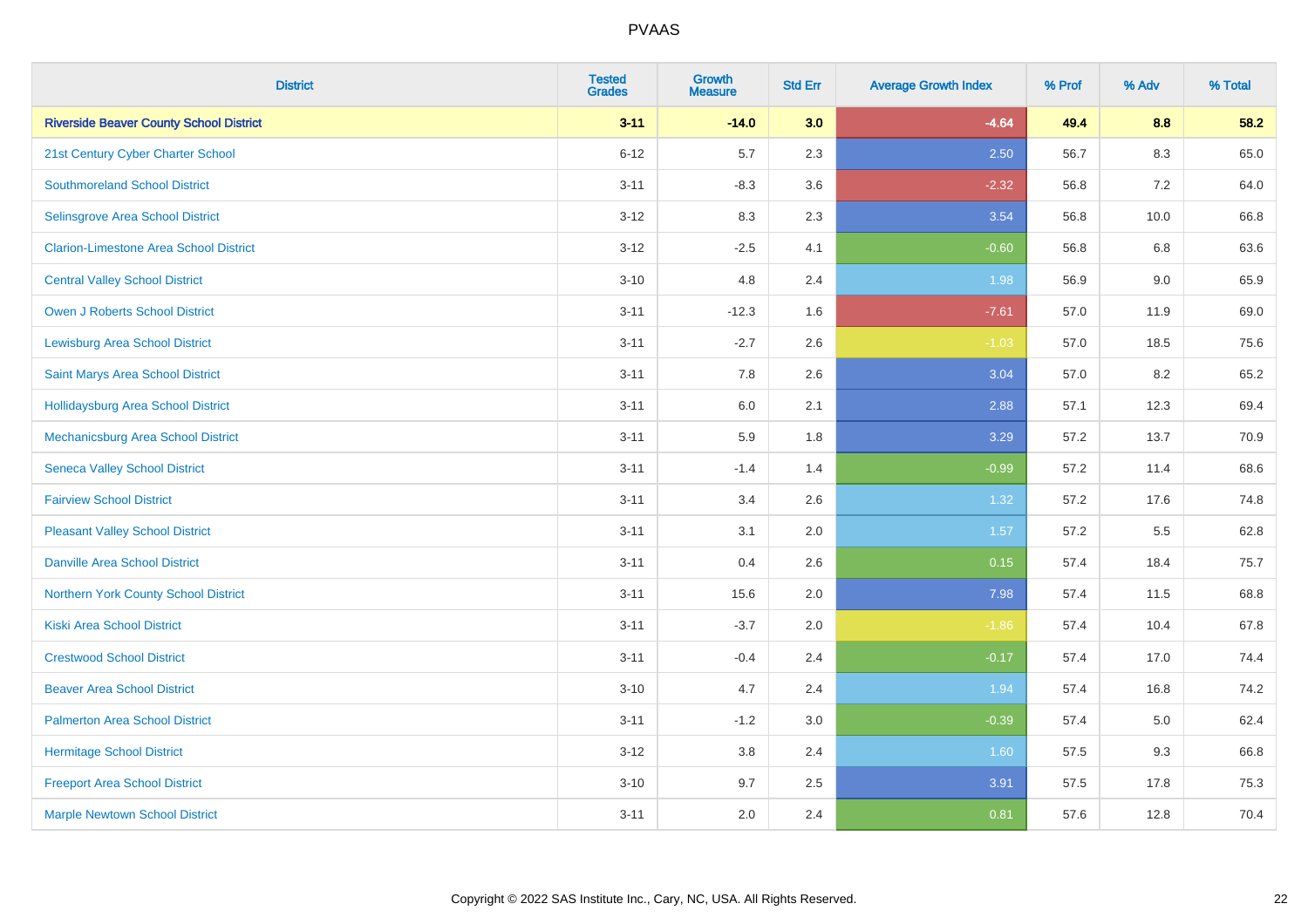PVAAS

| District | Tested Grades | Growth Measure | Std Err | Average Growth Index | % Prof | % Adv | % Total |
|---|---|---|---|---|---|---|---|
| **Riverside Beaver County School District** | **3-11** | **-14.0** | **3.0** | **-4.64** | **49.4** | **8.8** | **58.2** |
| 21st Century Cyber Charter School | 6-12 | 5.7 | 2.3 | 2.50 | 56.7 | 8.3 | 65.0 |
| Southmoreland School District | 3-11 | -8.3 | 3.6 | -2.32 | 56.8 | 7.2 | 64.0 |
| Selinsgrove Area School District | 3-12 | 8.3 | 2.3 | 3.54 | 56.8 | 10.0 | 66.8 |
| Clarion-Limestone Area School District | 3-12 | -2.5 | 4.1 | -0.60 | 56.8 | 6.8 | 63.6 |
| Central Valley School District | 3-10 | 4.8 | 2.4 | 1.98 | 56.9 | 9.0 | 65.9 |
| Owen J Roberts School District | 3-11 | -12.3 | 1.6 | -7.61 | 57.0 | 11.9 | 69.0 |
| Lewisburg Area School District | 3-11 | -2.7 | 2.6 | -1.03 | 57.0 | 18.5 | 75.6 |
| Saint Marys Area School District | 3-11 | 7.8 | 2.6 | 3.04 | 57.0 | 8.2 | 65.2 |
| Hollidaysburg Area School District | 3-11 | 6.0 | 2.1 | 2.88 | 57.1 | 12.3 | 69.4 |
| Mechanicsburg Area School District | 3-11 | 5.9 | 1.8 | 3.29 | 57.2 | 13.7 | 70.9 |
| Seneca Valley School District | 3-11 | -1.4 | 1.4 | -0.99 | 57.2 | 11.4 | 68.6 |
| Fairview School District | 3-11 | 3.4 | 2.6 | 1.32 | 57.2 | 17.6 | 74.8 |
| Pleasant Valley School District | 3-11 | 3.1 | 2.0 | 1.57 | 57.2 | 5.5 | 62.8 |
| Danville Area School District | 3-11 | 0.4 | 2.6 | 0.15 | 57.4 | 18.4 | 75.7 |
| Northern York County School District | 3-11 | 15.6 | 2.0 | 7.98 | 57.4 | 11.5 | 68.8 |
| Kiski Area School District | 3-11 | -3.7 | 2.0 | -1.86 | 57.4 | 10.4 | 67.8 |
| Crestwood School District | 3-11 | -0.4 | 2.4 | -0.17 | 57.4 | 17.0 | 74.4 |
| Beaver Area School District | 3-10 | 4.7 | 2.4 | 1.94 | 57.4 | 16.8 | 74.2 |
| Palmerton Area School District | 3-11 | -1.2 | 3.0 | -0.39 | 57.4 | 5.0 | 62.4 |
| Hermitage School District | 3-12 | 3.8 | 2.4 | 1.60 | 57.5 | 9.3 | 66.8 |
| Freeport Area School District | 3-10 | 9.7 | 2.5 | 3.91 | 57.5 | 17.8 | 75.3 |
| Marple Newtown School District | 3-11 | 2.0 | 2.4 | 0.81 | 57.6 | 12.8 | 70.4 |

Copyright © 2022 SAS Institute Inc., Cary, NC, USA. All Rights Reserved.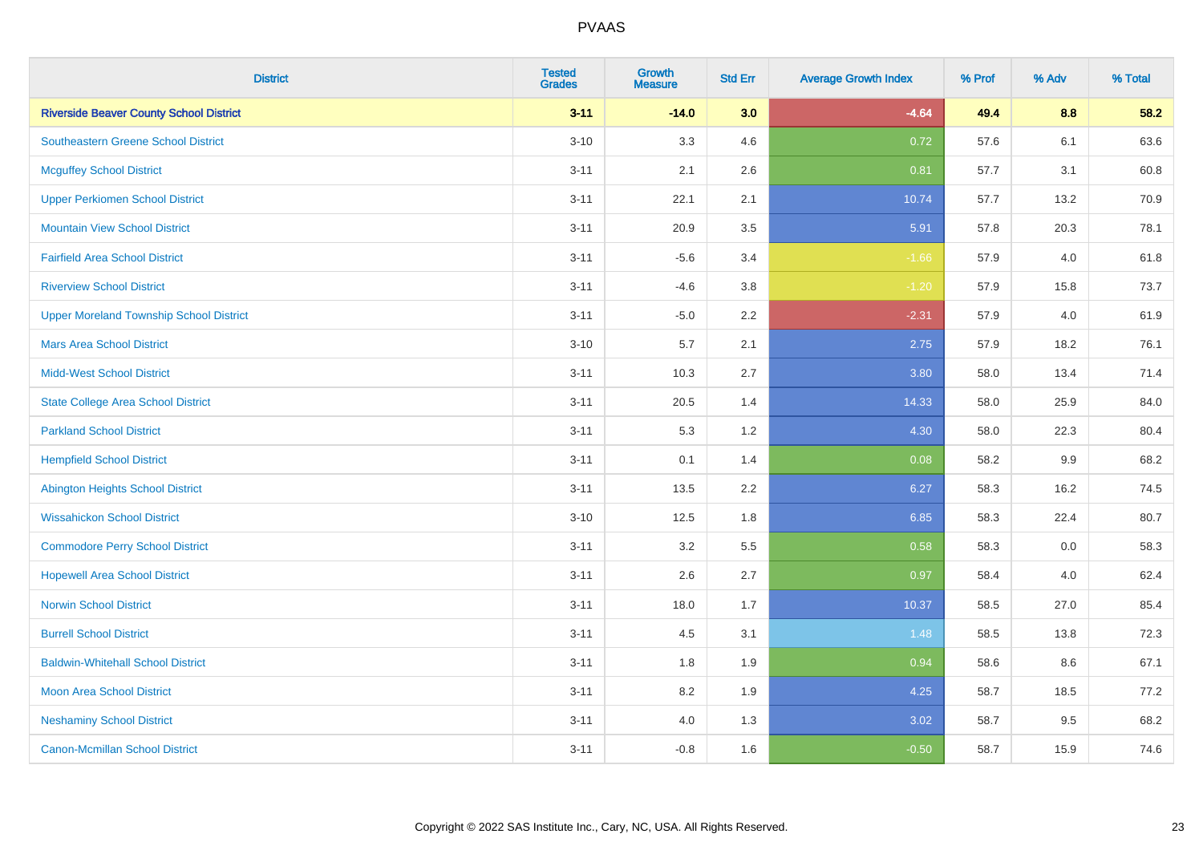| District | Tested Grades | Growth Measure | Std Err | Average Growth Index | % Prof | % Adv | % Total |
|---|---|---|---|---|---|---|---|
| **Riverside Beaver County School District** | **3-11** | **-14.0** | **3.0** | **-4.64** | **49.4** | **8.8** | **58.2** |
| Southeastern Greene School District | 3-10 | 3.3 | 4.6 | 0.72 | 57.6 | 6.1 | 63.6 |
| Mcguffey School District | 3-11 | 2.1 | 2.6 | 0.81 | 57.7 | 3.1 | 60.8 |
| Upper Perkiomen School District | 3-11 | 22.1 | 2.1 | 10.74 | 57.7 | 13.2 | 70.9 |
| Mountain View School District | 3-11 | 20.9 | 3.5 | 5.91 | 57.8 | 20.3 | 78.1 |
| Fairfield Area School District | 3-11 | -5.6 | 3.4 | -1.66 | 57.9 | 4.0 | 61.8 |
| Riverview School District | 3-11 | -4.6 | 3.8 | -1.20 | 57.9 | 15.8 | 73.7 |
| Upper Moreland Township School District | 3-11 | -5.0 | 2.2 | -2.31 | 57.9 | 4.0 | 61.9 |
| Mars Area School District | 3-10 | 5.7 | 2.1 | 2.75 | 57.9 | 18.2 | 76.1 |
| Midd-West School District | 3-11 | 10.3 | 2.7 | 3.80 | 58.0 | 13.4 | 71.4 |
| State College Area School District | 3-11 | 20.5 | 1.4 | 14.33 | 58.0 | 25.9 | 84.0 |
| Parkland School District | 3-11 | 5.3 | 1.2 | 4.30 | 58.0 | 22.3 | 80.4 |
| Hempfield School District | 3-11 | 0.1 | 1.4 | 0.08 | 58.2 | 9.9 | 68.2 |
| Abington Heights School District | 3-11 | 13.5 | 2.2 | 6.27 | 58.3 | 16.2 | 74.5 |
| Wissahickon School District | 3-10 | 12.5 | 1.8 | 6.85 | 58.3 | 22.4 | 80.7 |
| Commodore Perry School District | 3-11 | 3.2 | 5.5 | 0.58 | 58.3 | 0.0 | 58.3 |
| Hopewell Area School District | 3-11 | 2.6 | 2.7 | 0.97 | 58.4 | 4.0 | 62.4 |
| Norwin School District | 3-11 | 18.0 | 1.7 | 10.37 | 58.5 | 27.0 | 85.4 |
| Burrell School District | 3-11 | 4.5 | 3.1 | 1.48 | 58.5 | 13.8 | 72.3 |
| Baldwin-Whitehall School District | 3-11 | 1.8 | 1.9 | 0.94 | 58.6 | 8.6 | 67.1 |
| Moon Area School District | 3-11 | 8.2 | 1.9 | 4.25 | 58.7 | 18.5 | 77.2 |
| Neshaminy School District | 3-11 | 4.0 | 1.3 | 3.02 | 58.7 | 9.5 | 68.2 |
| Canon-Mcmillan School District | 3-11 | -0.8 | 1.6 | -0.50 | 58.7 | 15.9 | 74.6 |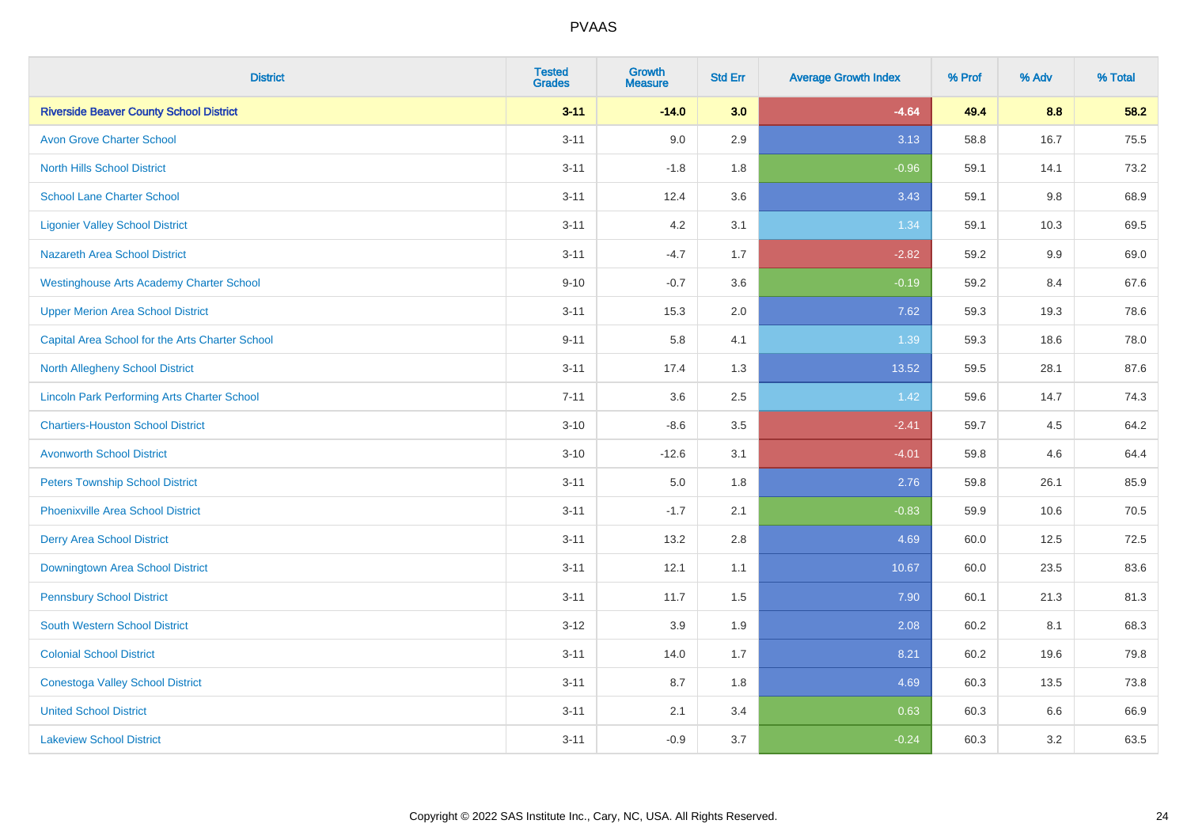| District | Tested Grades | Growth Measure | Std Err | Average Growth Index | % Prof | % Adv | % Total |
|---|---|---|---|---|---|---|---|
| **Riverside Beaver County School District** | **3-11** | **-14.0** | **3.0** | **-4.64** | **49.4** | **8.8** | **58.2** |
| Avon Grove Charter School | 3-11 | 9.0 | 2.9 | 3.13 | 58.8 | 16.7 | 75.5 |
| North Hills School District | 3-11 | -1.8 | 1.8 | -0.96 | 59.1 | 14.1 | 73.2 |
| School Lane Charter School | 3-11 | 12.4 | 3.6 | 3.43 | 59.1 | 9.8 | 68.9 |
| Ligonier Valley School District | 3-11 | 4.2 | 3.1 | 1.34 | 59.1 | 10.3 | 69.5 |
| Nazareth Area School District | 3-11 | -4.7 | 1.7 | -2.82 | 59.2 | 9.9 | 69.0 |
| Westinghouse Arts Academy Charter School | 9-10 | -0.7 | 3.6 | -0.19 | 59.2 | 8.4 | 67.6 |
| Upper Merion Area School District | 3-11 | 15.3 | 2.0 | 7.62 | 59.3 | 19.3 | 78.6 |
| Capital Area School for the Arts Charter School | 9-11 | 5.8 | 4.1 | 1.39 | 59.3 | 18.6 | 78.0 |
| North Allegheny School District | 3-11 | 17.4 | 1.3 | 13.52 | 59.5 | 28.1 | 87.6 |
| Lincoln Park Performing Arts Charter School | 7-11 | 3.6 | 2.5 | 1.42 | 59.6 | 14.7 | 74.3 |
| Chartiers-Houston School District | 3-10 | -8.6 | 3.5 | -2.41 | 59.7 | 4.5 | 64.2 |
| Avonworth School District | 3-10 | -12.6 | 3.1 | -4.01 | 59.8 | 4.6 | 64.4 |
| Peters Township School District | 3-11 | 5.0 | 1.8 | 2.76 | 59.8 | 26.1 | 85.9 |
| Phoenixville Area School District | 3-11 | -1.7 | 2.1 | -0.83 | 59.9 | 10.6 | 70.5 |
| Derry Area School District | 3-11 | 13.2 | 2.8 | 4.69 | 60.0 | 12.5 | 72.5 |
| Downingtown Area School District | 3-11 | 12.1 | 1.1 | 10.67 | 60.0 | 23.5 | 83.6 |
| Pennsbury School District | 3-11 | 11.7 | 1.5 | 7.90 | 60.1 | 21.3 | 81.3 |
| South Western School District | 3-12 | 3.9 | 1.9 | 2.08 | 60.2 | 8.1 | 68.3 |
| Colonial School District | 3-11 | 14.0 | 1.7 | 8.21 | 60.2 | 19.6 | 79.8 |
| Conestoga Valley School District | 3-11 | 8.7 | 1.8 | 4.69 | 60.3 | 13.5 | 73.8 |
| United School District | 3-11 | 2.1 | 3.4 | 0.63 | 60.3 | 6.6 | 66.9 |
| Lakeview School District | 3-11 | -0.9 | 3.7 | -0.24 | 60.3 | 3.2 | 63.5 |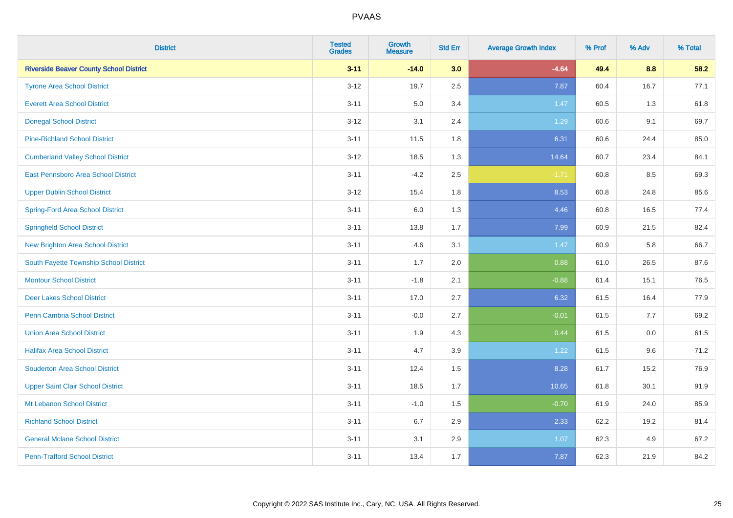# PVAAS

| District | Tested Grades | Growth Measure | Std Err | Average Growth Index | % Prof | % Adv | % Total |
|---|---|---|---|---|---|---|---|
| **Riverside Beaver County School District** | **3-11** | **-14.0** | **3.0** | **-4.64** | **49.4** | **8.8** | **58.2** |
| Tyrone Area School District | 3-12 | 19.7 | 2.5 | 7.87 | 60.4 | 16.7 | 77.1 |
| Everett Area School District | 3-11 | 5.0 | 3.4 | 1.47 | 60.5 | 1.3 | 61.8 |
| Donegal School District | 3-12 | 3.1 | 2.4 | 1.29 | 60.6 | 9.1 | 69.7 |
| Pine-Richland School District | 3-11 | 11.5 | 1.8 | 6.31 | 60.6 | 24.4 | 85.0 |
| Cumberland Valley School District | 3-12 | 18.5 | 1.3 | 14.64 | 60.7 | 23.4 | 84.1 |
| East Pennsboro Area School District | 3-11 | -4.2 | 2.5 | -1.71 | 60.8 | 8.5 | 69.3 |
| Upper Dublin School District | 3-12 | 15.4 | 1.8 | 8.53 | 60.8 | 24.8 | 85.6 |
| Spring-Ford Area School District | 3-11 | 6.0 | 1.3 | 4.46 | 60.8 | 16.5 | 77.4 |
| Springfield School District | 3-11 | 13.8 | 1.7 | 7.99 | 60.9 | 21.5 | 82.4 |
| New Brighton Area School District | 3-11 | 4.6 | 3.1 | 1.47 | 60.9 | 5.8 | 66.7 |
| South Fayette Township School District | 3-11 | 1.7 | 2.0 | 0.88 | 61.0 | 26.5 | 87.6 |
| Montour School District | 3-11 | -1.8 | 2.1 | -0.88 | 61.4 | 15.1 | 76.5 |
| Deer Lakes School District | 3-11 | 17.0 | 2.7 | 6.32 | 61.5 | 16.4 | 77.9 |
| Penn Cambria School District | 3-11 | -0.0 | 2.7 | -0.01 | 61.5 | 7.7 | 69.2 |
| Union Area School District | 3-11 | 1.9 | 4.3 | 0.44 | 61.5 | 0.0 | 61.5 |
| Halifax Area School District | 3-11 | 4.7 | 3.9 | 1.22 | 61.5 | 9.6 | 71.2 |
| Souderton Area School District | 3-11 | 12.4 | 1.5 | 8.28 | 61.7 | 15.2 | 76.9 |
| Upper Saint Clair School District | 3-11 | 18.5 | 1.7 | 10.65 | 61.8 | 30.1 | 91.9 |
| Mt Lebanon School District | 3-11 | -1.0 | 1.5 | -0.70 | 61.9 | 24.0 | 85.9 |
| Richland School District | 3-11 | 6.7 | 2.9 | 2.33 | 62.2 | 19.2 | 81.4 |
| General Mclane School District | 3-11 | 3.1 | 2.9 | 1.07 | 62.3 | 4.9 | 67.2 |
| Penn-Trafford School District | 3-11 | 13.4 | 1.7 | 7.87 | 62.3 | 21.9 | 84.2 |

Copyright © 2022 SAS Institute Inc., Cary, NC, USA. All Rights Reserved.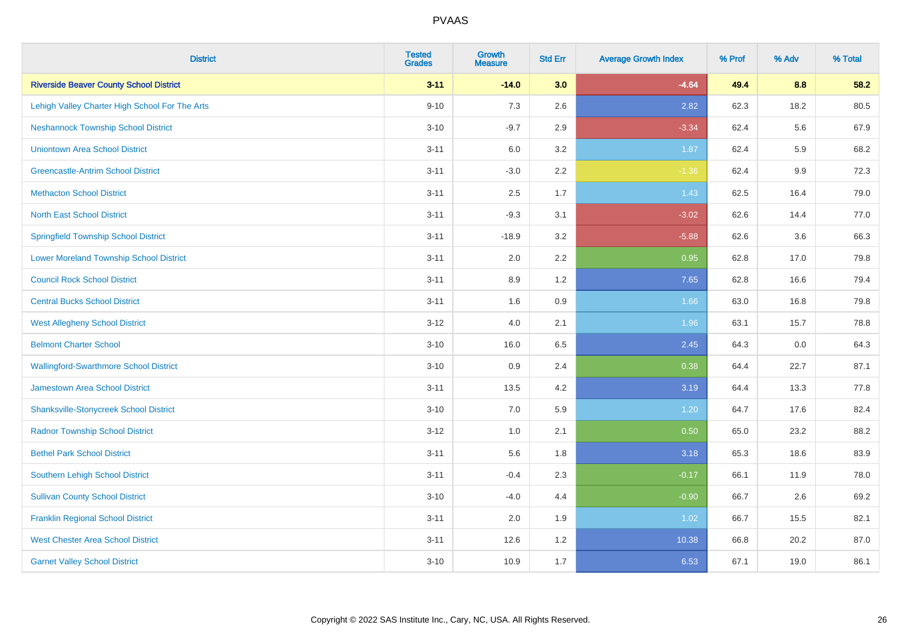| District | Tested Grades | Growth Measure | Std Err | Average Growth Index | % Prof | % Adv | % Total |
|---|---|---|---|---|---|---|---|
| **Riverside Beaver County School District** | **3-11** | **-14.0** | **3.0** | **-4.64** | **49.4** | **8.8** | **58.2** |
| Lehigh Valley Charter High School For The Arts | 9-10 | 7.3 | 2.6 | 2.82 | 62.3 | 18.2 | 80.5 |
| Neshannock Township School District | 3-10 | -9.7 | 2.9 | -3.34 | 62.4 | 5.6 | 67.9 |
| Uniontown Area School District | 3-11 | 6.0 | 3.2 | 1.87 | 62.4 | 5.9 | 68.2 |
| Greencastle-Antrim School District | 3-11 | -3.0 | 2.2 | -1.36 | 62.4 | 9.9 | 72.3 |
| Methacton School District | 3-11 | 2.5 | 1.7 | 1.43 | 62.5 | 16.4 | 79.0 |
| North East School District | 3-11 | -9.3 | 3.1 | -3.02 | 62.6 | 14.4 | 77.0 |
| Springfield Township School District | 3-11 | -18.9 | 3.2 | -5.88 | 62.6 | 3.6 | 66.3 |
| Lower Moreland Township School District | 3-11 | 2.0 | 2.2 | 0.95 | 62.8 | 17.0 | 79.8 |
| Council Rock School District | 3-11 | 8.9 | 1.2 | 7.65 | 62.8 | 16.6 | 79.4 |
| Central Bucks School District | 3-11 | 1.6 | 0.9 | 1.66 | 63.0 | 16.8 | 79.8 |
| West Allegheny School District | 3-12 | 4.0 | 2.1 | 1.96 | 63.1 | 15.7 | 78.8 |
| Belmont Charter School | 3-10 | 16.0 | 6.5 | 2.45 | 64.3 | 0.0 | 64.3 |
| Wallingford-Swarthmore School District | 3-10 | 0.9 | 2.4 | 0.38 | 64.4 | 22.7 | 87.1 |
| Jamestown Area School District | 3-11 | 13.5 | 4.2 | 3.19 | 64.4 | 13.3 | 77.8 |
| Shanksville-Stonycreek School District | 3-10 | 7.0 | 5.9 | 1.20 | 64.7 | 17.6 | 82.4 |
| Radnor Township School District | 3-12 | 1.0 | 2.1 | 0.50 | 65.0 | 23.2 | 88.2 |
| Bethel Park School District | 3-11 | 5.6 | 1.8 | 3.18 | 65.3 | 18.6 | 83.9 |
| Southern Lehigh School District | 3-11 | -0.4 | 2.3 | -0.17 | 66.1 | 11.9 | 78.0 |
| Sullivan County School District | 3-10 | -4.0 | 4.4 | -0.90 | 66.7 | 2.6 | 69.2 |
| Franklin Regional School District | 3-11 | 2.0 | 1.9 | 1.02 | 66.7 | 15.5 | 82.1 |
| West Chester Area School District | 3-11 | 12.6 | 1.2 | 10.38 | 66.8 | 20.2 | 87.0 |
| Garnet Valley School District | 3-10 | 10.9 | 1.7 | 6.53 | 67.1 | 19.0 | 86.1 |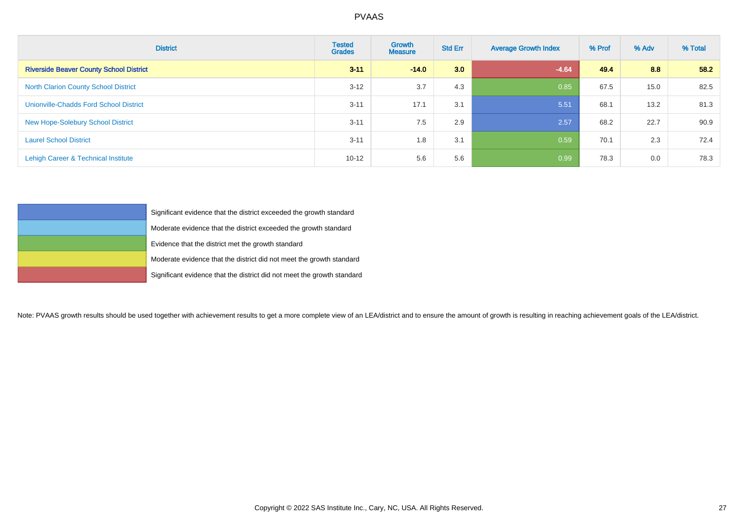# PVAAS

| District | Tested Grades | Growth Measure | Std Err | Average Growth Index | % Prof | % Adv | % Total |
|---|---|---|---|---|---|---|---|
| **Riverside Beaver County School District** | **3-11** | **-14.0** | **3.0** | **-4.64** | **49.4** | **8.8** | **58.2** |
| North Clarion County School District | 3-12 | 3.7 | 4.3 | 0.85 | 67.5 | 15.0 | 82.5 |
| Unionville-Chadds Ford School District | 3-11 | 17.1 | 3.1 | 5.51 | 68.1 | 13.2 | 81.3 |
| New Hope-Solebury School District | 3-11 | 7.5 | 2.9 | 2.57 | 68.2 | 22.7 | 90.9 |
| Laurel School District | 3-11 | 1.8 | 3.1 | 0.59 | 70.1 | 2.3 | 72.4 |
| Lehigh Career & Technical Institute | 10-12 | 5.6 | 5.6 | 0.99 | 78.3 | 0.0 | 78.3 |

Significant evidence that the district exceeded the growth standard

Moderate evidence that the district exceeded the growth standard

Evidence that the district met the growth standard

Moderate evidence that the district did not meet the growth standard

Significant evidence that the district did not meet the growth standard

Note: PVAAS growth results should be used together with achievement results to get a more complete view of an LEA/district and to ensure the amount of growth is resulting in reaching achievement goals of the LEA/district.

Copyright © 2022 SAS Institute Inc., Cary, NC, USA. All Rights Reserved.